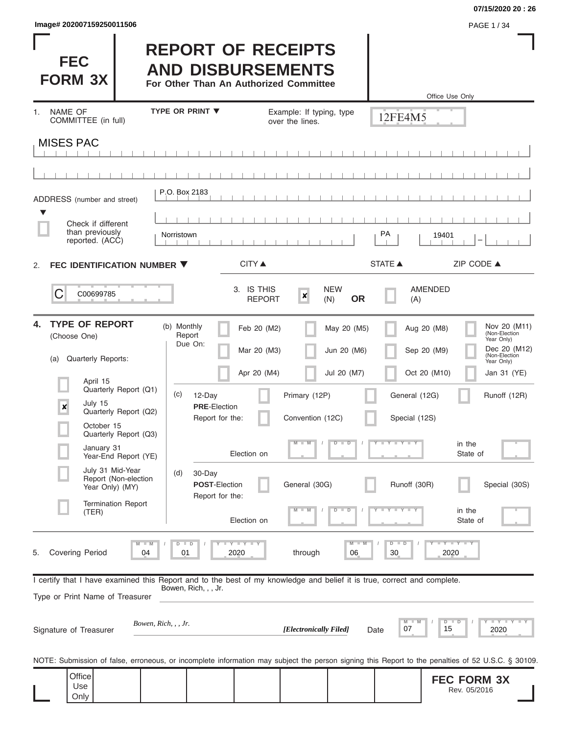Image# 202007159250011506

07/15/2020 20 : 26

# FEC FORM 3X

# REPORT OF RECEIPTS AND DISBURSEMENTS

**For Other Than An Authorized Committee**

Office Use Only

12FE4M5

1. NAME OF COMMITTEE (in full) — TYPE OR PRINT ▼ — Example: If typing, type over the lines.

MISES PAC

ADDRESS (number and street): P.O. Box 2183

☐ Check if different than previously reported. (ACC)

Norristown | PA | 19401

CITY ▲ | STATE ▲ | ZIP CODE ▲

2. **FEC IDENTIFICATION NUMBER ▼**

C00699785

3. IS THIS REPORT: ☒ NEW (N) **OR** ☐ AMENDED (A)

4. **TYPE OF REPORT** (Choose One)

(a) Quarterly Reports:

- ☐ April 15 Quarterly Report (Q1)
- ☒ July 15 Quarterly Report (Q2)
- ☐ October 15 Quarterly Report (Q3)
- ☐ January 31 Year-End Report (YE)
- ☐ July 31 Mid-Year Report (Non-election Year Only) (MY)
- ☐ Termination Report (TER)

(b) Monthly Report Due On:

- ☐ Feb 20 (M2)
- ☐ Mar 20 (M3)
- ☐ Apr 20 (M4)
- ☐ May 20 (M5)
- ☐ Jun 20 (M6)
- ☐ Jul 20 (M7)
- ☐ Aug 20 (M8)
- ☐ Sep 20 (M9)
- ☐ Oct 20 (M10)
- ☐ Nov 20 (M11) (Non-Election Year Only)
- ☐ Dec 20 (M12) (Non-Election Year Only)
- ☐ Jan 31 (YE)

(c) 12-Day **PRE**-Election Report for the: ☐ Primary (12P) ☐ General (12G) ☐ Runoff (12R) ☐ Convention (12C) ☐ Special (12S)

Election on MM / DD / YYYY in the State of

(d) 30-Day **POST**-Election Report for the: ☐ General (30G) ☐ Runoff (30R) ☐ Special (30S)

Election on MM / DD / YYYY in the State of

5. Covering Period 04 / 01 / 2020 through 06 / 30 / 2020

I certify that I have examined this Report and to the best of my knowledge and belief it is true, correct and complete.

Type or Print Name of Treasurer: Bowen, Rich, , , Jr.

Signature of Treasurer: *Bowen, Rich, , , Jr.* ***[Electronically Filed]*** Date 07 / 15 / 2020

NOTE: Submission of false, erroneous, or incomplete information may subject the person signing this Report to the penalties of 52 U.S.C. § 30109.

Office Use Only

**FEC FORM 3X**
Rev. 05/2016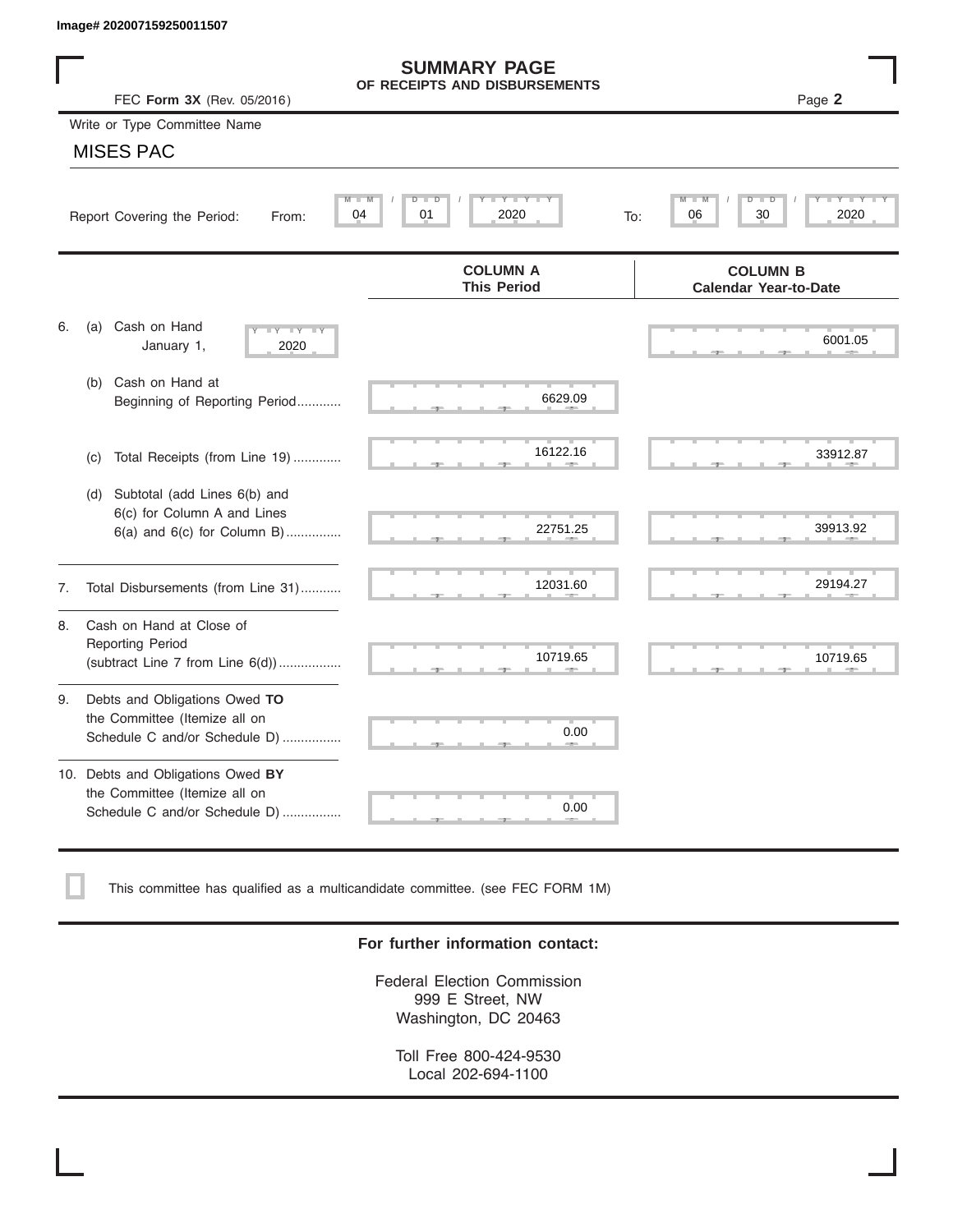Image# 202007159250011507

# SUMMARY PAGE
## OF RECEIPTS AND DISBURSEMENTS

FEC **Form 3X** (Rev. 05/2016)

Page **2**

Write or Type Committee Name

MISES PAC

Report Covering the Period: From: 04 / 01 / 2020 To: 06 / 30 / 2020

| | COLUMN A This Period | COLUMN B Calendar Year-to-Date |
|---|---|---|
| 6. (a) Cash on Hand January 1, 2020 | | 6001.05 |
| (b) Cash on Hand at Beginning of Reporting Period........... | 6629.09 | |
| (c) Total Receipts (from Line 19) ............. | 16122.16 | 33912.87 |
| (d) Subtotal (add Lines 6(b) and 6(c) for Column A and Lines 6(a) and 6(c) for Column B) ............... | 22751.25 | 39913.92 |
| 7. Total Disbursements (from Line 31)........... | 12031.60 | 29194.27 |
| 8. Cash on Hand at Close of Reporting Period (subtract Line 7 from Line 6(d)) ................. | 10719.65 | 10719.65 |
| 9. Debts and Obligations Owed **TO** the Committee (Itemize all on Schedule C and/or Schedule D) ................ | 0.00 | |
| 10. Debts and Obligations Owed **BY** the Committee (Itemize all on Schedule C and/or Schedule D) ................ | 0.00 | |

☐ This committee has qualified as a multicandidate committee. (see FEC FORM 1M)

**For further information contact:**

Federal Election Commission
999 E Street, NW
Washington, DC 20463

Toll Free 800-424-9530
Local 202-694-1100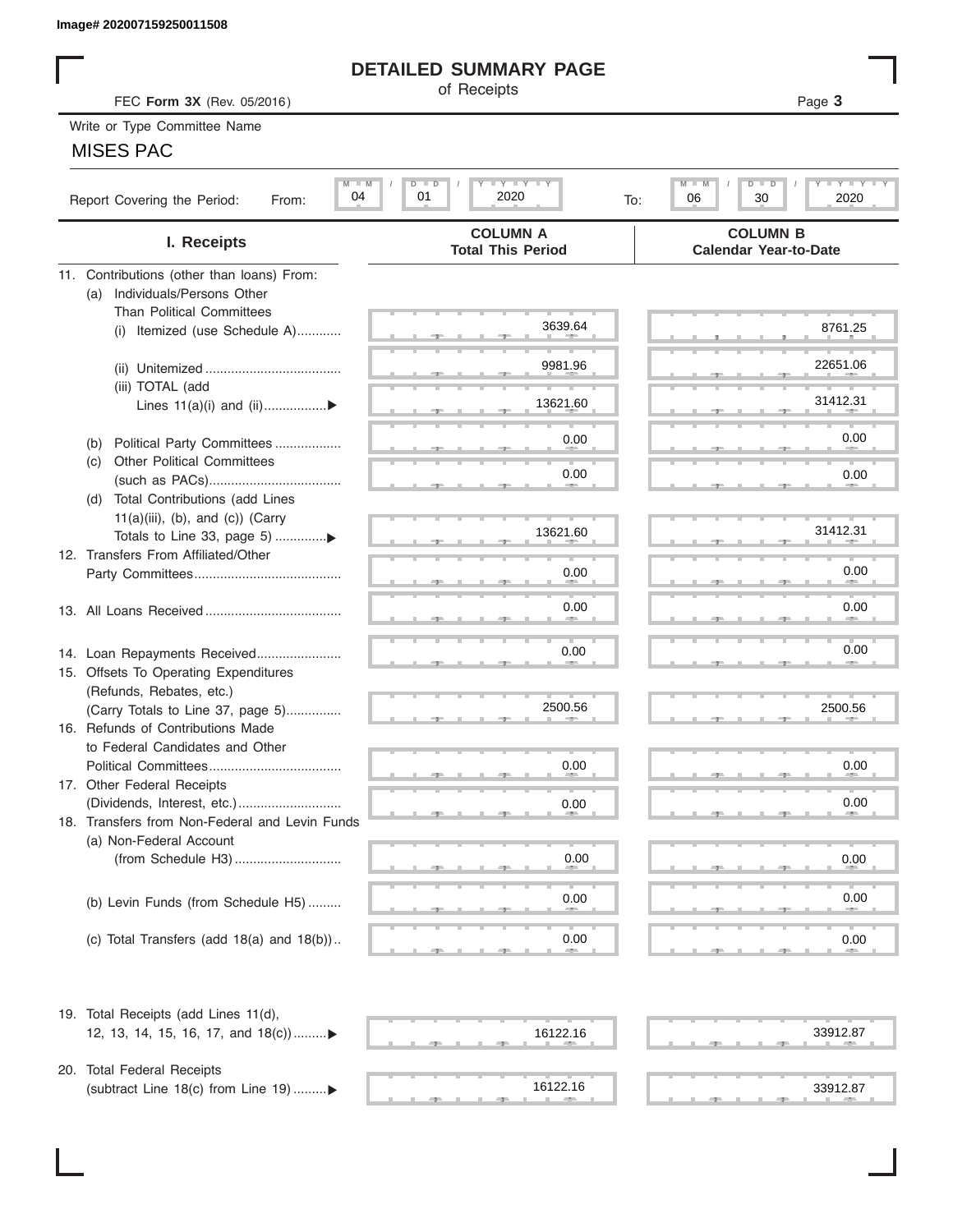Image# 202007159250011508

# DETAILED SUMMARY PAGE

of Receipts

FEC **Form 3X** (Rev. 05/2016)

Page **3**

Write or Type Committee Name

MISES PAC

Report Covering the Period: From: 04 / 01 / 2020 To: 06 / 30 / 2020

| I. Receipts | COLUMN A Total This Period | COLUMN B Calendar Year-to-Date |
|---|---|---|
| 11. Contributions (other than loans) From: | | |
| (a) Individuals/Persons Other Than Political Committees | | |
| (i) Itemized (use Schedule A) | 3639.64 | 8761.25 |
| (ii) Unitemized | 9981.96 | 22651.06 |
| (iii) TOTAL (add Lines 11(a)(i) and (ii) ▶ | 13621.60 | 31412.31 |
| (b) Political Party Committees | 0.00 | 0.00 |
| (c) Other Political Committees (such as PACs) | 0.00 | 0.00 |
| (d) Total Contributions (add Lines 11(a)(iii), (b), and (c)) (Carry Totals to Line 33, page 5) ▶ | 13621.60 | 31412.31 |
| 12. Transfers From Affiliated/Other Party Committees | 0.00 | 0.00 |
| 13. All Loans Received | 0.00 | 0.00 |
| 14. Loan Repayments Received | 0.00 | 0.00 |
| 15. Offsets To Operating Expenditures (Refunds, Rebates, etc.) (Carry Totals to Line 37, page 5) | 2500.56 | 2500.56 |
| 16. Refunds of Contributions Made to Federal Candidates and Other Political Committees | 0.00 | 0.00 |
| 17. Other Federal Receipts (Dividends, Interest, etc.) | 0.00 | 0.00 |
| 18. Transfers from Non-Federal and Levin Funds | | |
| (a) Non-Federal Account (from Schedule H3) | 0.00 | 0.00 |
| (b) Levin Funds (from Schedule H5) | 0.00 | 0.00 |
| (c) Total Transfers (add 18(a) and 18(b)) | 0.00 | 0.00 |
| 19. Total Receipts (add Lines 11(d), 12, 13, 14, 15, 16, 17, and 18(c)) ▶ | 16122.16 | 33912.87 |
| 20. Total Federal Receipts (subtract Line 18(c) from Line 19) ▶ | 16122.16 | 33912.87 |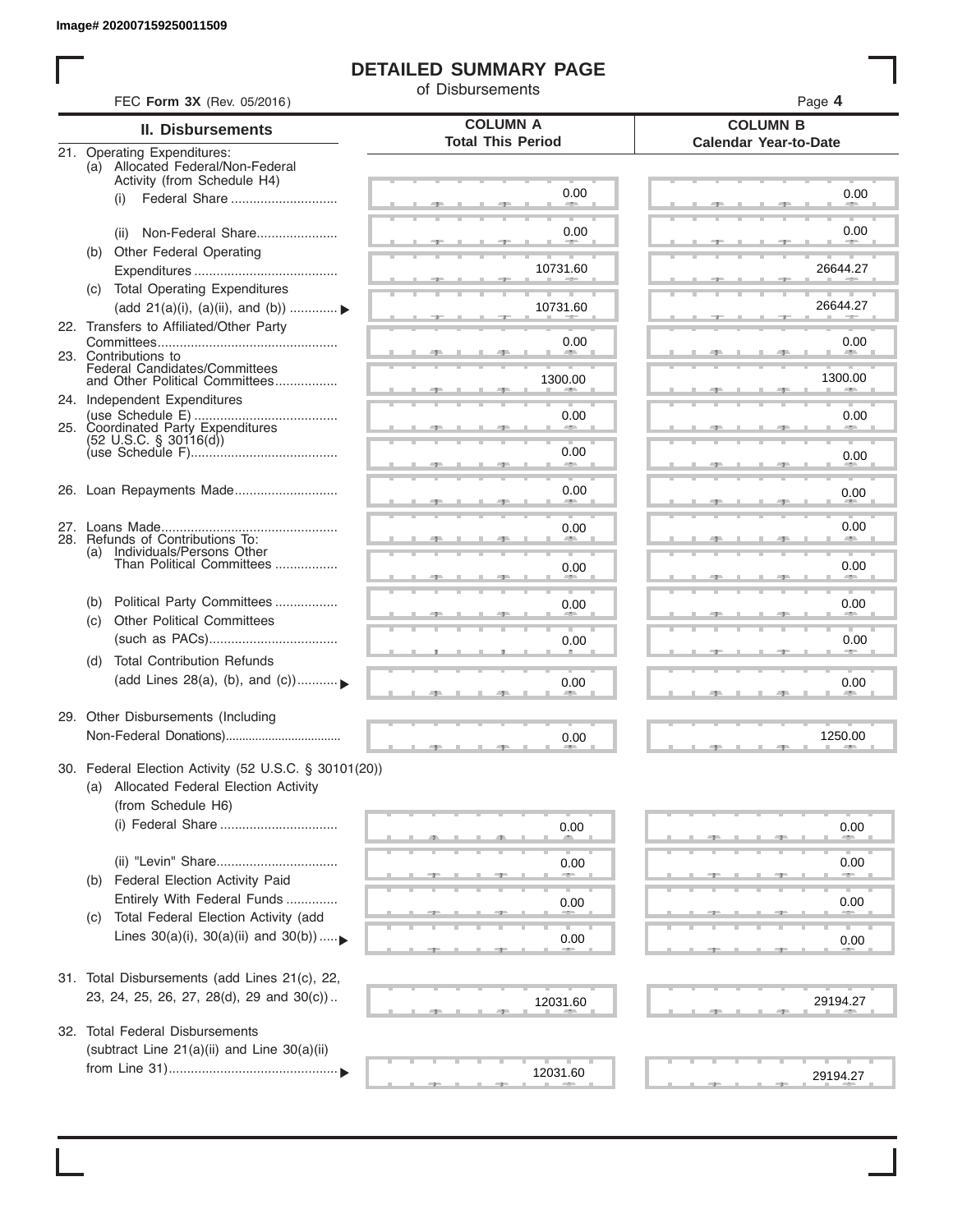Image# 202007159250011509

# DETAILED SUMMARY PAGE

of Disbursements

FEC **Form 3X** (Rev. 05/2016)

Page **4**

| II. Disbursements | COLUMN A Total This Period | COLUMN B Calendar Year-to-Date |
|---|---|---|
| 21. Operating Expenditures: | | |
| (a) Allocated Federal/Non-Federal Activity (from Schedule H4) | | |
| (i) Federal Share ............................ | 0.00 | 0.00 |
| (ii) Non-Federal Share...................... | 0.00 | 0.00 |
| (b) Other Federal Operating Expenditures ....................................... | 10731.60 | 26644.27 |
| (c) Total Operating Expenditures (add 21(a)(i), (a)(ii), and (b)) ............ ▶ | 10731.60 | 26644.27 |
| 22. Transfers to Affiliated/Other Party Committees................................................ | 0.00 | 0.00 |
| 23. Contributions to Federal Candidates/Committees and Other Political Committees................. | 1300.00 | 1300.00 |
| 24. Independent Expenditures (use Schedule E) ....................................... | 0.00 | 0.00 |
| 25. Coordinated Party Expenditures (52 U.S.C. § 30116(d)) (use Schedule F)........................................ | 0.00 | 0.00 |
| 26. Loan Repayments Made........................... | 0.00 | 0.00 |
| 27. Loans Made................................................ | 0.00 | 0.00 |
| 28. Refunds of Contributions To: | | |
| (a) Individuals/Persons Other Than Political Committees ................. | 0.00 | 0.00 |
| (b) Political Party Committees ................. | 0.00 | 0.00 |
| (c) Other Political Committees (such as PACs)................................... | 0.00 | 0.00 |
| (d) Total Contribution Refunds (add Lines 28(a), (b), and (c))...........▶ | 0.00 | 0.00 |
| 29. Other Disbursements (Including Non-Federal Donations).................................. | 0.00 | 1250.00 |
| 30. Federal Election Activity (52 U.S.C. § 30101(20)) | | |
| (a) Allocated Federal Election Activity (from Schedule H6) | | |
| (i) Federal Share ................................ | 0.00 | 0.00 |
| (ii) "Levin" Share................................ | 0.00 | 0.00 |
| (b) Federal Election Activity Paid Entirely With Federal Funds .............. | 0.00 | 0.00 |
| (c) Total Federal Election Activity (add Lines 30(a)(i), 30(a)(ii) and 30(b)) .....▶ | 0.00 | 0.00 |
| 31. Total Disbursements (add Lines 21(c), 22, 23, 24, 25, 26, 27, 28(d), 29 and 30(c)).. | 12031.60 | 29194.27 |
| 32. Total Federal Disbursements (subtract Line 21(a)(ii) and Line 30(a)(ii) from Line 31)............................................▶ | 12031.60 | 29194.27 |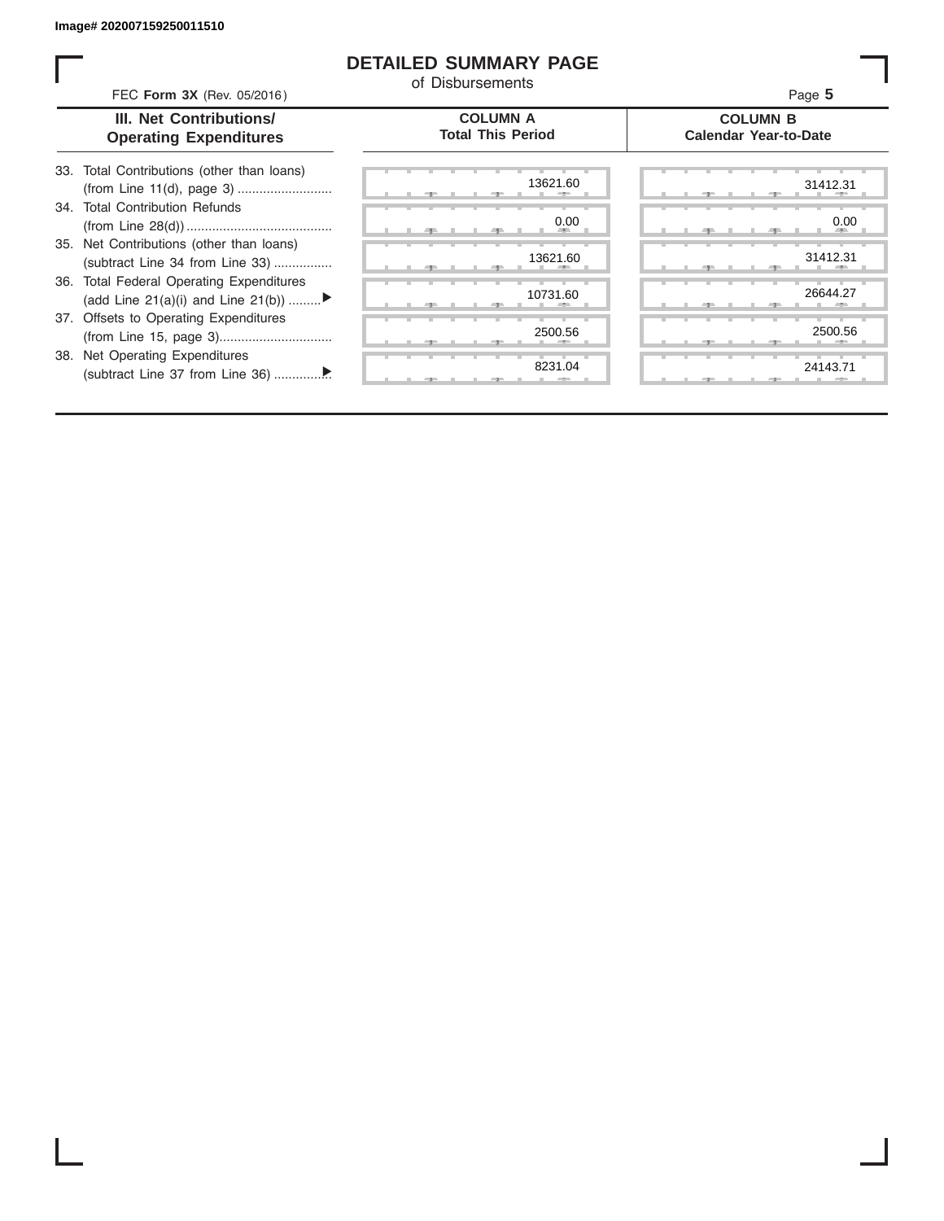Image# 202007159250011510

# DETAILED SUMMARY PAGE

of Disbursements

FEC **Form 3X** (Rev. 05/2016)

| III. Net Contributions/ Operating Expenditures | COLUMN A Total This Period | COLUMN B Calendar Year-to-Date |
|---|---|---|
| 33. Total Contributions (other than loans) (from Line 11(d), page 3) .......................... | 13621.60 | 31412.31 |
| 34. Total Contribution Refunds (from Line 28(d)) ........................................ | 0.00 | 0.00 |
| 35. Net Contributions (other than loans) (subtract Line 34 from Line 33) ................ | 13621.60 | 31412.31 |
| 36. Total Federal Operating Expenditures (add Line 21(a)(i) and Line 21(b)) ......... ▶ | 10731.60 | 26644.27 |
| 37. Offsets to Operating Expenditures (from Line 15, page 3)............................... | 2500.56 | 2500.56 |
| 38. Net Operating Expenditures (subtract Line 37 from Line 36) ............... ▶ | 8231.04 | 24143.71 |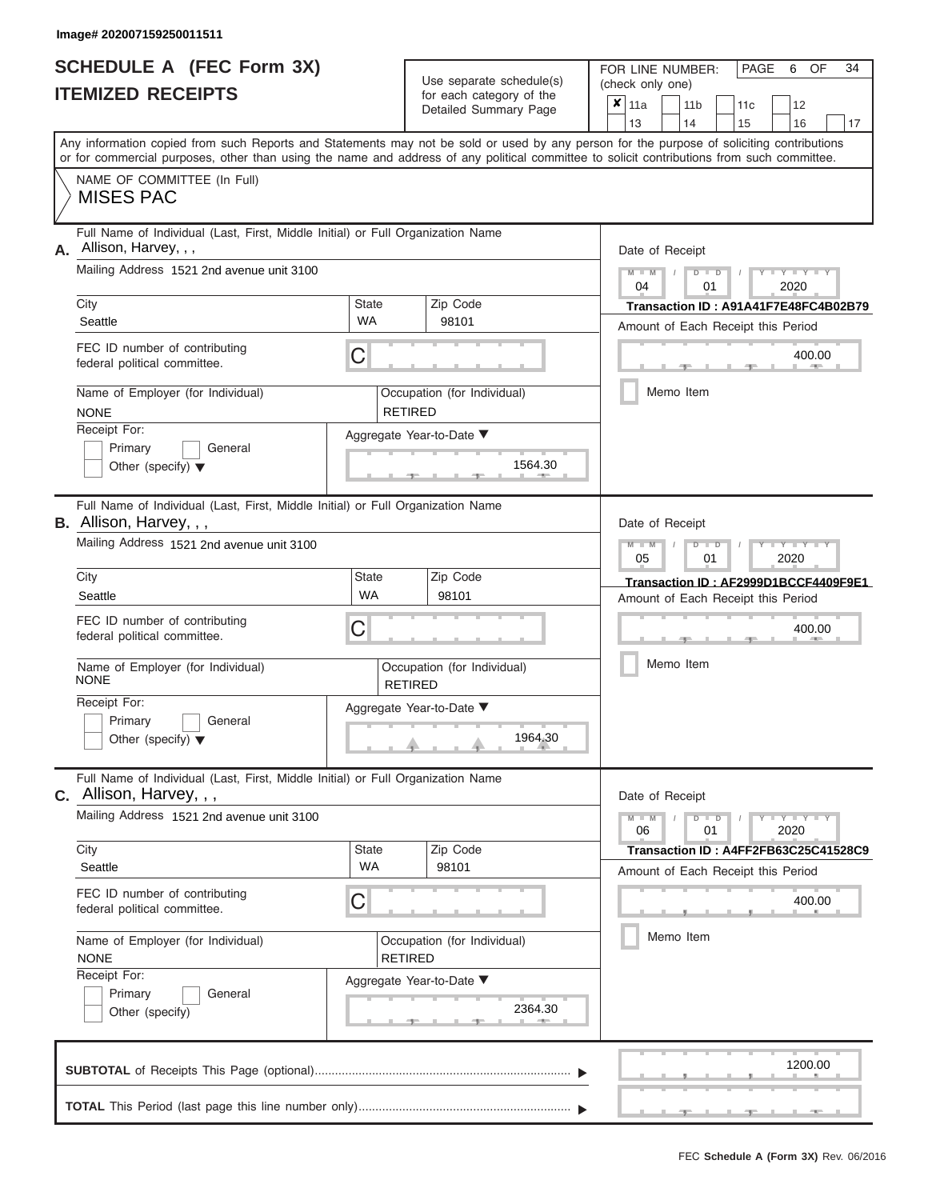Image# 202007159250011511

# SCHEDULE A (FEC Form 3X)
## ITEMIZED RECEIPTS

Use separate schedule(s) for each category of the Detailed Summary Page

FOR LINE NUMBER: (check only one)

- [x] 11a
- [ ] 11b
- [ ] 11c
- [ ] 12
- [ ] 13
- [ ] 14
- [ ] 15
- [ ] 16
- [ ] 17

PAGE 6 OF 34

Any information copied from such Reports and Statements may not be sold or used by any person for the purpose of soliciting contributions or for commercial purposes, other than using the name and address of any political committee to solicit contributions from such committee.

NAME OF COMMITTEE (In Full)
MISES PAC

---

**A.** Full Name of Individual (Last, First, Middle Initial) or Full Organization Name
Allison, Harvey, , ,

Mailing Address 1521 2nd avenue unit 3100

| City | State | Zip Code |
|---|---|---|
| Seattle | WA | 98101 |

FEC ID number of contributing federal political committee. C

Name of Employer (for Individual): NONE
Occupation (for Individual): RETIRED

Receipt For:
- [ ] Primary
- [ ] General
- [ ] Other (specify)

Aggregate Year-to-Date: 1564.30

Date of Receipt: 04 / 01 / 2020
Transaction ID : A91A41F7E48FC4B02B79
Amount of Each Receipt this Period: 400.00
- [ ] Memo Item

---

**B.** Full Name of Individual (Last, First, Middle Initial) or Full Organization Name
Allison, Harvey, , ,

Mailing Address 1521 2nd avenue unit 3100

| City | State | Zip Code |
|---|---|---|
| Seattle | WA | 98101 |

FEC ID number of contributing federal political committee. C

Name of Employer (for Individual): NONE
Occupation (for Individual): RETIRED

Receipt For:
- [ ] Primary
- [ ] General
- [ ] Other (specify)

Aggregate Year-to-Date: 1964.30

Date of Receipt: 05 / 01 / 2020
Transaction ID : AF2999D1BCCF4409F9E1
Amount of Each Receipt this Period: 400.00
- [ ] Memo Item

---

**C.** Full Name of Individual (Last, First, Middle Initial) or Full Organization Name
Allison, Harvey, , ,

Mailing Address 1521 2nd avenue unit 3100

| City | State | Zip Code |
|---|---|---|
| Seattle | WA | 98101 |

FEC ID number of contributing federal political committee. C

Name of Employer (for Individual): NONE
Occupation (for Individual): RETIRED

Receipt For:
- [ ] Primary
- [ ] General
- [ ] Other (specify)

Aggregate Year-to-Date: 2364.30

Date of Receipt: 06 / 01 / 2020
Transaction ID : A4FF2FB63C25C41528C9
Amount of Each Receipt this Period: 400.00
- [ ] Memo Item

---

**SUBTOTAL** of Receipts This Page (optional): 1200.00

**TOTAL** This Period (last page this line number only):

FEC **Schedule A (Form 3X)** Rev. 06/2016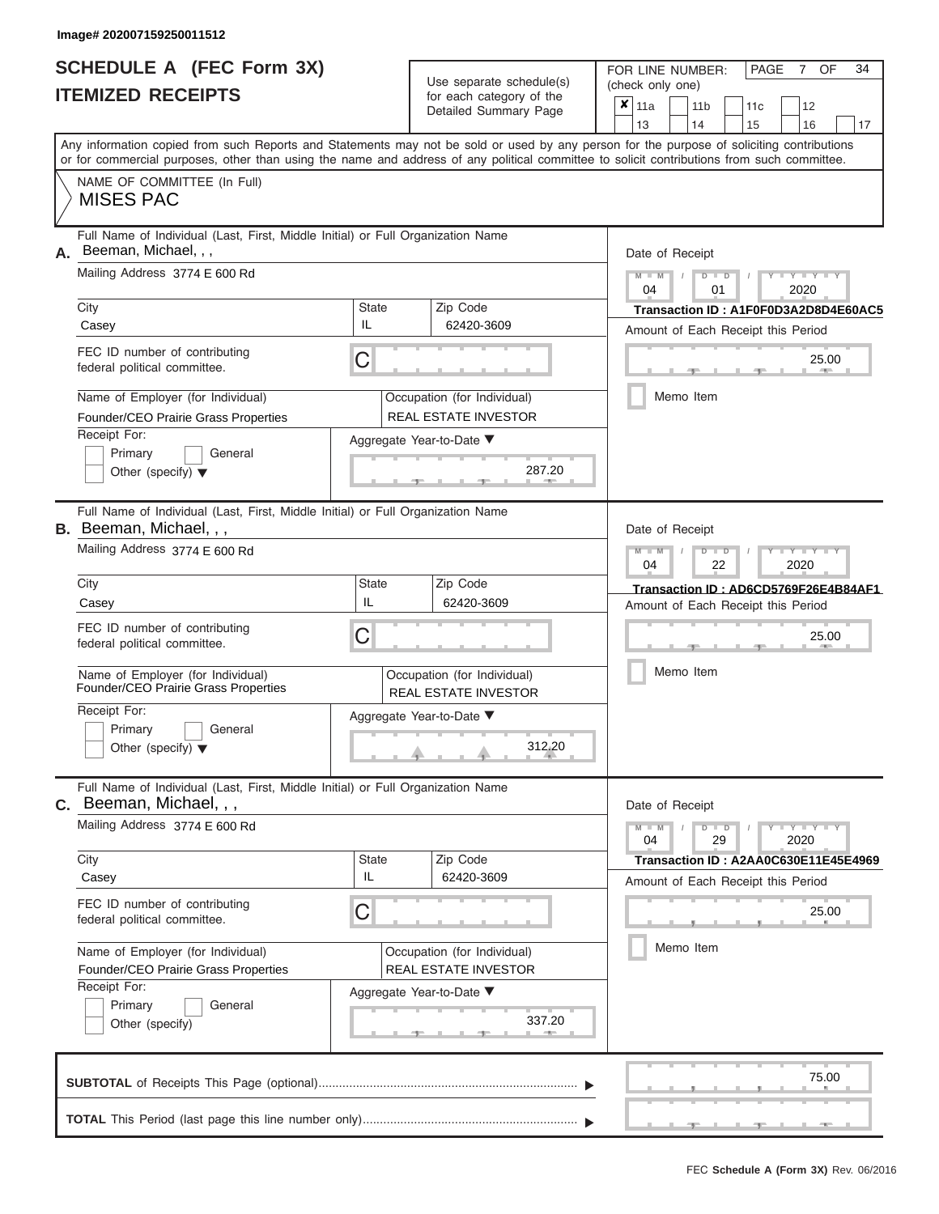Image# 202007159250011512

# SCHEDULE A (FEC Form 3X)
## ITEMIZED RECEIPTS

Use separate schedule(s) for each category of the Detailed Summary Page

FOR LINE NUMBER: (check only one)

- [x] 11a
- [ ] 11b
- [ ] 11c
- [ ] 12
- [ ] 13
- [ ] 14
- [ ] 15
- [ ] 16
- [ ] 17

Any information copied from such Reports and Statements may not be sold or used by any person for the purpose of soliciting contributions or for commercial purposes, other than using the name and address of any political committee to solicit contributions from such committee.

NAME OF COMMITTEE (In Full)
MISES PAC

---

**A.** Full Name of Individual (Last, First, Middle Initial) or Full Organization Name: Beeman, Michael, , ,

Mailing Address: 3774 E 600 Rd

City: Casey | State: IL | Zip Code: 62420-3609

FEC ID number of contributing federal political committee: C

Name of Employer (for Individual): Founder/CEO Prairie Grass Properties

Occupation (for Individual): REAL ESTATE INVESTOR

Receipt For: Primary / General / Other (specify)

Aggregate Year-to-Date: 287.20

Date of Receipt: 04 / 01 / 2020

Transaction ID : A1F0F0D3A2D8D4E60AC5

Amount of Each Receipt this Period: 25.00

Memo Item

---

**B.** Full Name of Individual (Last, First, Middle Initial) or Full Organization Name: Beeman, Michael, , ,

Mailing Address: 3774 E 600 Rd

City: Casey | State: IL | Zip Code: 62420-3609

FEC ID number of contributing federal political committee: C

Name of Employer (for Individual): Founder/CEO Prairie Grass Properties

Occupation (for Individual): REAL ESTATE INVESTOR

Receipt For: Primary / General / Other (specify)

Aggregate Year-to-Date: 312.20

Date of Receipt: 04 / 22 / 2020

Transaction ID : AD6CD5769F26E4B84AF1

Amount of Each Receipt this Period: 25.00

Memo Item

---

**C.** Full Name of Individual (Last, First, Middle Initial) or Full Organization Name: Beeman, Michael, , ,

Mailing Address: 3774 E 600 Rd

City: Casey | State: IL | Zip Code: 62420-3609

FEC ID number of contributing federal political committee: C

Name of Employer (for Individual): Founder/CEO Prairie Grass Properties

Occupation (for Individual): REAL ESTATE INVESTOR

Receipt For: Primary / General / Other (specify)

Aggregate Year-to-Date: 337.20

Date of Receipt: 04 / 29 / 2020

Transaction ID : A2AA0C630E11E45E4969

Amount of Each Receipt this Period: 25.00

Memo Item

---

**SUBTOTAL** of Receipts This Page (optional): 75.00

**TOTAL** This Period (last page this line number only):

FEC **Schedule A (Form 3X)** Rev. 06/2016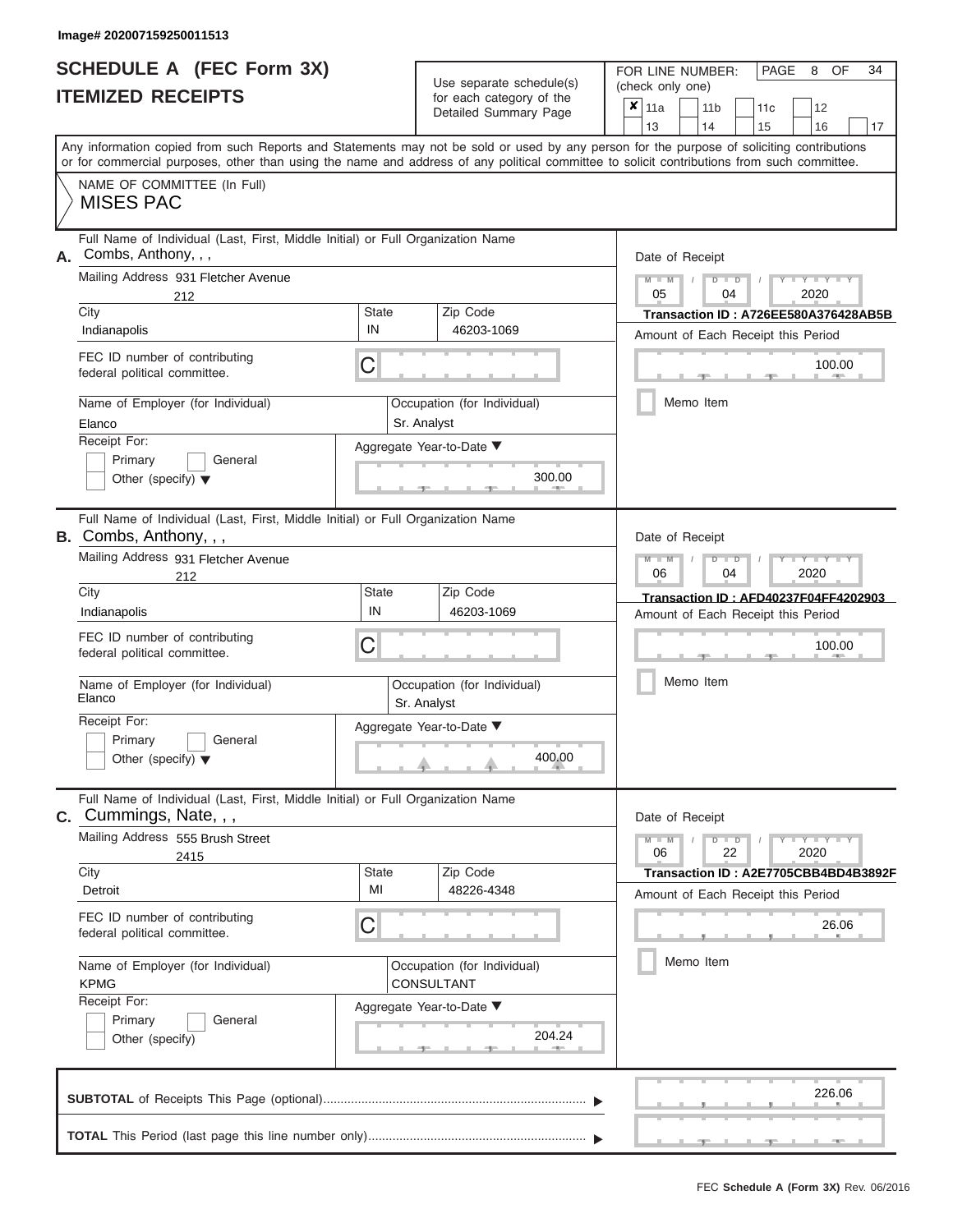Image# 202007159250011513

# SCHEDULE A (FEC Form 3X)
# ITEMIZED RECEIPTS

Use separate schedule(s) for each category of the Detailed Summary Page

FOR LINE NUMBER: (check only one)

- [x] 11a
- [ ] 11b
- [ ] 11c
- [ ] 12
- [ ] 13
- [ ] 14
- [ ] 15
- [ ] 16
- [ ] 17

PAGE 8 OF 34

Any information copied from such Reports and Statements may not be sold or used by any person for the purpose of soliciting contributions or for commercial purposes, other than using the name and address of any political committee to solicit contributions from such committee.

NAME OF COMMITTEE (In Full)
MISES PAC

---

**A.** Full Name of Individual (Last, First, Middle Initial) or Full Organization Name: Combs, Anthony, , ,

Mailing Address: 931 Fletcher Avenue, 212

City: Indianapolis | State: IN | Zip Code: 46203-1069

FEC ID number of contributing federal political committee: C

Name of Employer (for Individual): Elanco

Occupation (for Individual): Sr. Analyst

Receipt For: Primary / General / Other (specify)

Aggregate Year-to-Date: 300.00

Date of Receipt: 05 / 04 / 2020

Transaction ID : A726EE580A376428AB5B

Amount of Each Receipt this Period: 100.00

Memo Item

---

**B.** Full Name of Individual (Last, First, Middle Initial) or Full Organization Name: Combs, Anthony, , ,

Mailing Address: 931 Fletcher Avenue, 212

City: Indianapolis | State: IN | Zip Code: 46203-1069

FEC ID number of contributing federal political committee: C

Name of Employer (for Individual): Elanco

Occupation (for Individual): Sr. Analyst

Receipt For: Primary / General / Other (specify)

Aggregate Year-to-Date: 400.00

Date of Receipt: 06 / 04 / 2020

Transaction ID : AFD40237F04FF4202903

Amount of Each Receipt this Period: 100.00

Memo Item

---

**C.** Full Name of Individual (Last, First, Middle Initial) or Full Organization Name: Cummings, Nate, , ,

Mailing Address: 555 Brush Street, 2415

City: Detroit | State: MI | Zip Code: 48226-4348

FEC ID number of contributing federal political committee: C

Name of Employer (for Individual): KPMG

Occupation (for Individual): CONSULTANT

Receipt For: Primary / General / Other (specify)

Aggregate Year-to-Date: 204.24

Date of Receipt: 06 / 22 / 2020

Transaction ID : A2E7705CBB4BD4B3892F

Amount of Each Receipt this Period: 26.06

Memo Item

---

**SUBTOTAL** of Receipts This Page (optional): 226.06

**TOTAL** This Period (last page this line number only):

FEC Schedule A (Form 3X) Rev. 06/2016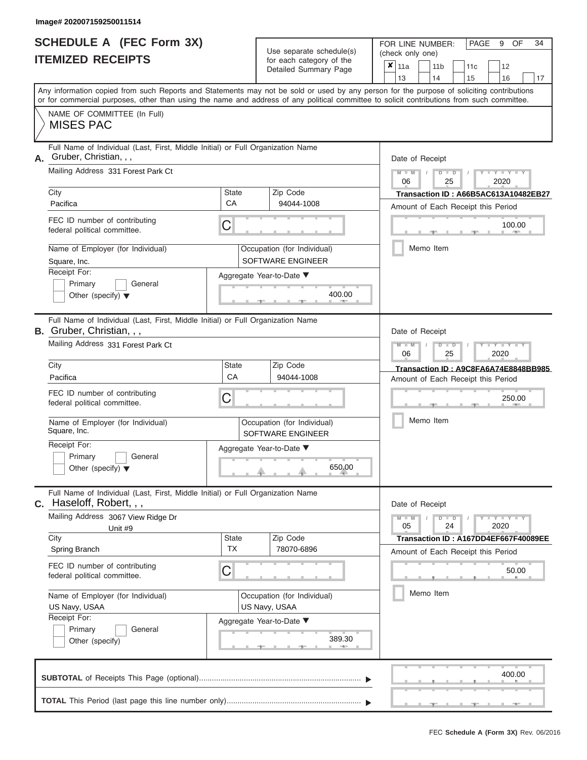Image# 202007159250011514

# SCHEDULE A (FEC Form 3X)
## ITEMIZED RECEIPTS

Use separate schedule(s) for each category of the Detailed Summary Page

FOR LINE NUMBER: (check only one)

PAGE 9 OF 34

| ✘ 11a | 11b | 11c | 12 |
|---|---|---|---|
| 13 | 14 | 15 | 16 | 17 |

Any information copied from such Reports and Statements may not be sold or used by any person for the purpose of soliciting contributions or for commercial purposes, other than using the name and address of any political committee to solicit contributions from such committee.

NAME OF COMMITTEE (In Full)
MISES PAC

---

**A.** Full Name of Individual (Last, First, Middle Initial) or Full Organization Name: Gruber, Christian, , ,

Mailing Address: 331 Forest Park Ct

City: Pacifica | State: CA | Zip Code: 94044-1008

FEC ID number of contributing federal political committee: C

Name of Employer (for Individual): Square, Inc.

Occupation (for Individual): SOFTWARE ENGINEER

Receipt For: Primary / General / Other (specify)

Aggregate Year-to-Date: 400.00

Date of Receipt: 06 / 25 / 2020

Transaction ID : A66B5AC613A10482EB27

Amount of Each Receipt this Period: 100.00

Memo Item

---

**B.** Full Name of Individual (Last, First, Middle Initial) or Full Organization Name: Gruber, Christian, , ,

Mailing Address: 331 Forest Park Ct

City: Pacifica | State: CA | Zip Code: 94044-1008

FEC ID number of contributing federal political committee: C

Name of Employer (for Individual): Square, Inc.

Occupation (for Individual): SOFTWARE ENGINEER

Receipt For: Primary / General / Other (specify)

Aggregate Year-to-Date: 650.00

Date of Receipt: 06 / 25 / 2020

Transaction ID : A9C8FA6A74E8848BB985

Amount of Each Receipt this Period: 250.00

Memo Item

---

**C.** Full Name of Individual (Last, First, Middle Initial) or Full Organization Name: Haseloff, Robert, , ,

Mailing Address: 3067 View Ridge Dr Unit #9

City: Spring Branch | State: TX | Zip Code: 78070-6896

FEC ID number of contributing federal political committee: C

Name of Employer (for Individual): US Navy, USAA

Occupation (for Individual): US Navy, USAA

Receipt For: Primary / General / Other (specify)

Aggregate Year-to-Date: 389.30

Date of Receipt: 05 / 24 / 2020

Transaction ID : A167DD4EF667F40089EE

Amount of Each Receipt this Period: 50.00

Memo Item

---

**SUBTOTAL** of Receipts This Page (optional): 400.00

**TOTAL** This Period (last page this line number only):

FEC Schedule A (Form 3X) Rev. 06/2016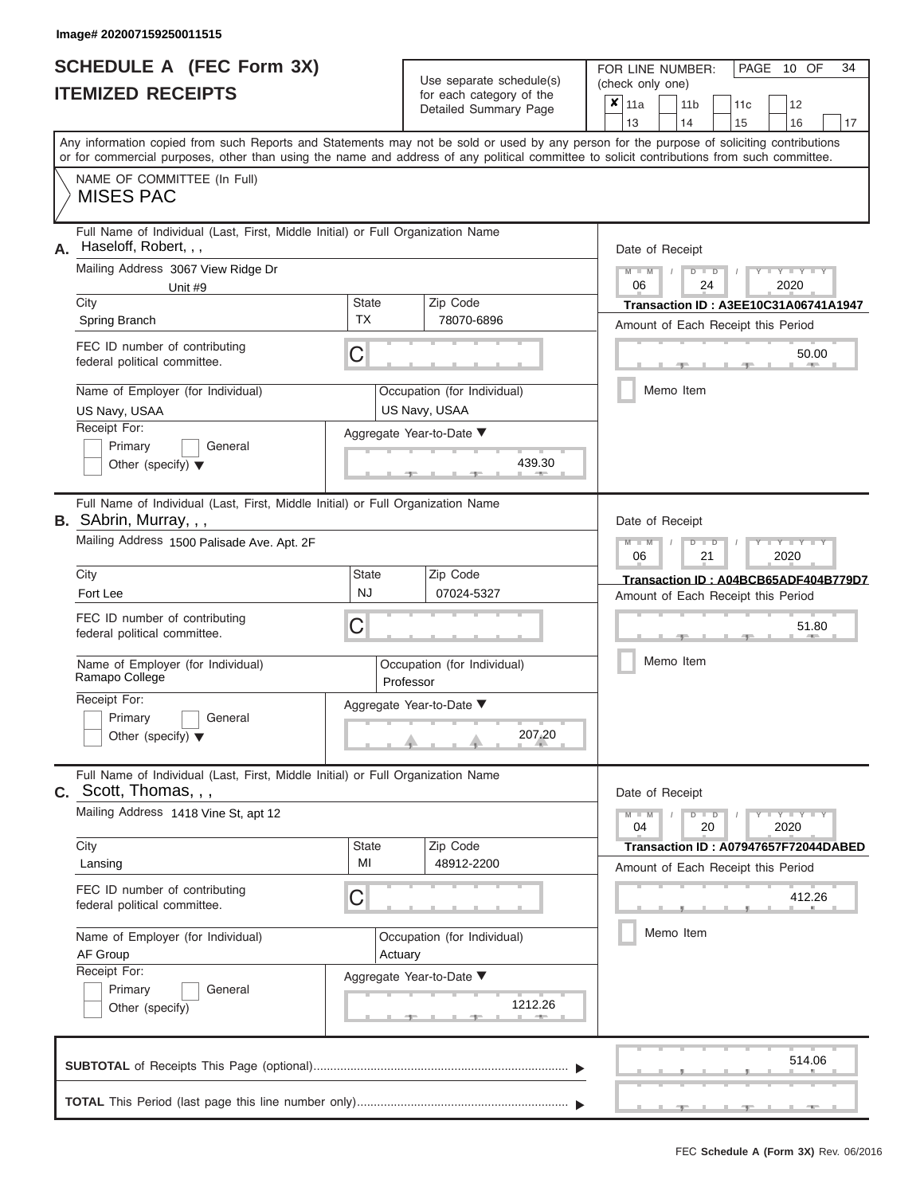Image# 202007159250011515

# SCHEDULE A (FEC Form 3X)
## ITEMIZED RECEIPTS

Use separate schedule(s) for each category of the Detailed Summary Page

FOR LINE NUMBER: (check only one)

- [x] 11a
- [ ] 11b
- [ ] 11c
- [ ] 12
- [ ] 13
- [ ] 14
- [ ] 15
- [ ] 16
- [ ] 17

PAGE 10 OF 34

Any information copied from such Reports and Statements may not be sold or used by any person for the purpose of soliciting contributions or for commercial purposes, other than using the name and address of any political committee to solicit contributions from such committee.

NAME OF COMMITTEE (In Full)
MISES PAC

---

**A.** Full Name of Individual (Last, First, Middle Initial) or Full Organization Name: Haseloff, Robert, , ,

Mailing Address: 3067 View Ridge Dr, Unit #9

City: Spring Branch | State: TX | Zip Code: 78070-6896

FEC ID number of contributing federal political committee: C

Name of Employer (for Individual): US Navy, USAA

Occupation (for Individual): US Navy, USAA

Receipt For: Primary / General / Other (specify)

Aggregate Year-to-Date: 439.30

Date of Receipt: 06 / 24 / 2020

Transaction ID : A3EE10C31A06741A1947

Amount of Each Receipt this Period: 50.00

Memo Item

---

**B.** Full Name of Individual (Last, First, Middle Initial) or Full Organization Name: SAbrin, Murray, , ,

Mailing Address: 1500 Palisade Ave. Apt. 2F

City: Fort Lee | State: NJ | Zip Code: 07024-5327

FEC ID number of contributing federal political committee: C

Name of Employer (for Individual): Ramapo College

Occupation (for Individual): Professor

Receipt For: Primary / General / Other (specify)

Aggregate Year-to-Date: 207.20

Date of Receipt: 06 / 21 / 2020

Transaction ID : A04BCB65ADF404B779D7

Amount of Each Receipt this Period: 51.80

Memo Item

---

**C.** Full Name of Individual (Last, First, Middle Initial) or Full Organization Name: Scott, Thomas, , ,

Mailing Address: 1418 Vine St, apt 12

City: Lansing | State: MI | Zip Code: 48912-2200

FEC ID number of contributing federal political committee: C

Name of Employer (for Individual): AF Group

Occupation (for Individual): Actuary

Receipt For: Primary / General / Other (specify)

Aggregate Year-to-Date: 1212.26

Date of Receipt: 04 / 20 / 2020

Transaction ID : A07947657F72044DABED

Amount of Each Receipt this Period: 412.26

Memo Item

---

**SUBTOTAL** of Receipts This Page (optional): 514.06

**TOTAL** This Period (last page this line number only):

FEC Schedule A (Form 3X) Rev. 06/2016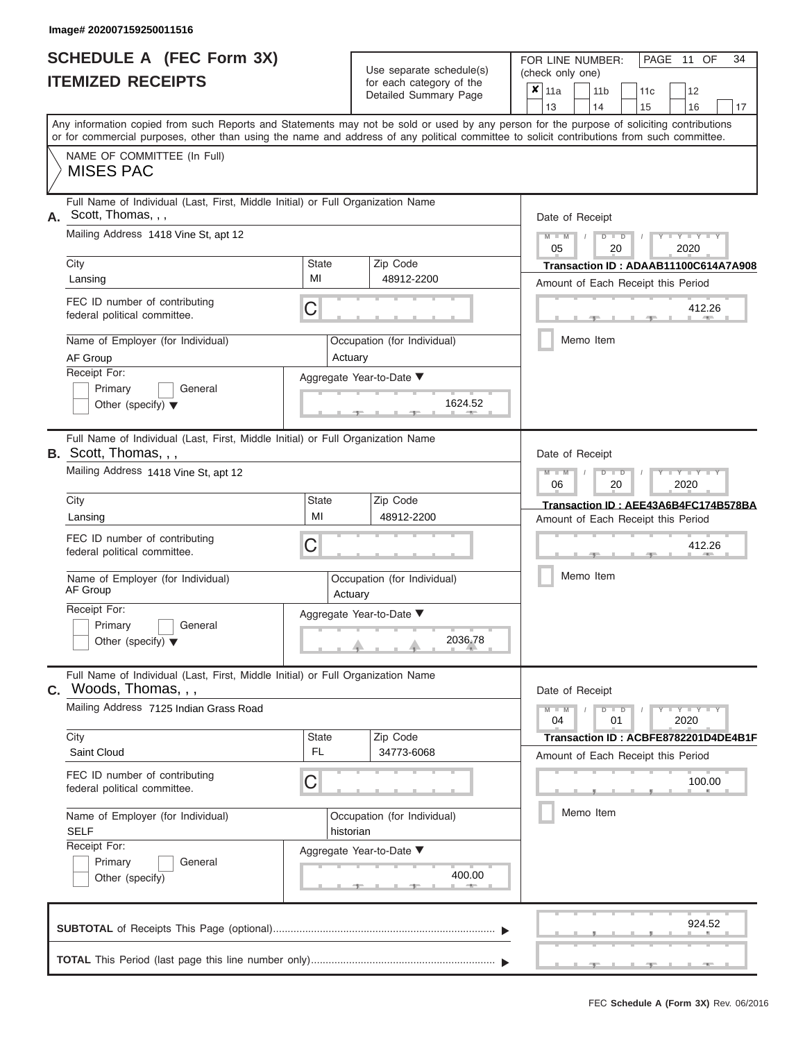Image# 202007159250011516

# SCHEDULE A (FEC Form 3X)
## ITEMIZED RECEIPTS

Use separate schedule(s) for each category of the Detailed Summary Page

FOR LINE NUMBER: (check only one)

- [x] 11a
- [ ] 11b
- [ ] 11c
- [ ] 12
- [ ] 13
- [ ] 14
- [ ] 15
- [ ] 16
- [ ] 17

PAGE 11 OF 34

Any information copied from such Reports and Statements may not be sold or used by any person for the purpose of soliciting contributions or for commercial purposes, other than using the name and address of any political committee to solicit contributions from such committee.

NAME OF COMMITTEE (In Full)
MISES PAC

---

**A.** Full Name of Individual (Last, First, Middle Initial) or Full Organization Name: Scott, Thomas, , ,

Mailing Address: 1418 Vine St, apt 12

| City | State | Zip Code |
|---|---|---|
| Lansing | MI | 48912-2200 |

FEC ID number of contributing federal political committee: C

Name of Employer (for Individual): AF Group
Occupation (for Individual): Actuary

Receipt For: [ ] Primary [ ] General [ ] Other (specify)

Aggregate Year-to-Date: 1624.52

Date of Receipt: 05 / 20 / 2020
Transaction ID : ADAAB11100C614A7A908
Amount of Each Receipt this Period: 412.26
[ ] Memo Item

---

**B.** Full Name of Individual (Last, First, Middle Initial) or Full Organization Name: Scott, Thomas, , ,

Mailing Address: 1418 Vine St, apt 12

| City | State | Zip Code |
|---|---|---|
| Lansing | MI | 48912-2200 |

FEC ID number of contributing federal political committee: C

Name of Employer (for Individual): AF Group
Occupation (for Individual): Actuary

Receipt For: [ ] Primary [ ] General [ ] Other (specify)

Aggregate Year-to-Date: 2036.78

Date of Receipt: 06 / 20 / 2020
Transaction ID : AEE43A6B4FC174B578BA
Amount of Each Receipt this Period: 412.26
[ ] Memo Item

---

**C.** Full Name of Individual (Last, First, Middle Initial) or Full Organization Name: Woods, Thomas, , ,

Mailing Address: 7125 Indian Grass Road

| City | State | Zip Code |
|---|---|---|
| Saint Cloud | FL | 34773-6068 |

FEC ID number of contributing federal political committee: C

Name of Employer (for Individual): SELF
Occupation (for Individual): historian

Receipt For: [ ] Primary [ ] General [ ] Other (specify)

Aggregate Year-to-Date: 400.00

Date of Receipt: 04 / 01 / 2020
Transaction ID : ACBFE8782201D4DE4B1F
Amount of Each Receipt this Period: 100.00
[ ] Memo Item

---

**SUBTOTAL** of Receipts This Page (optional): 924.52

**TOTAL** This Period (last page this line number only):

FEC Schedule A (Form 3X) Rev. 06/2016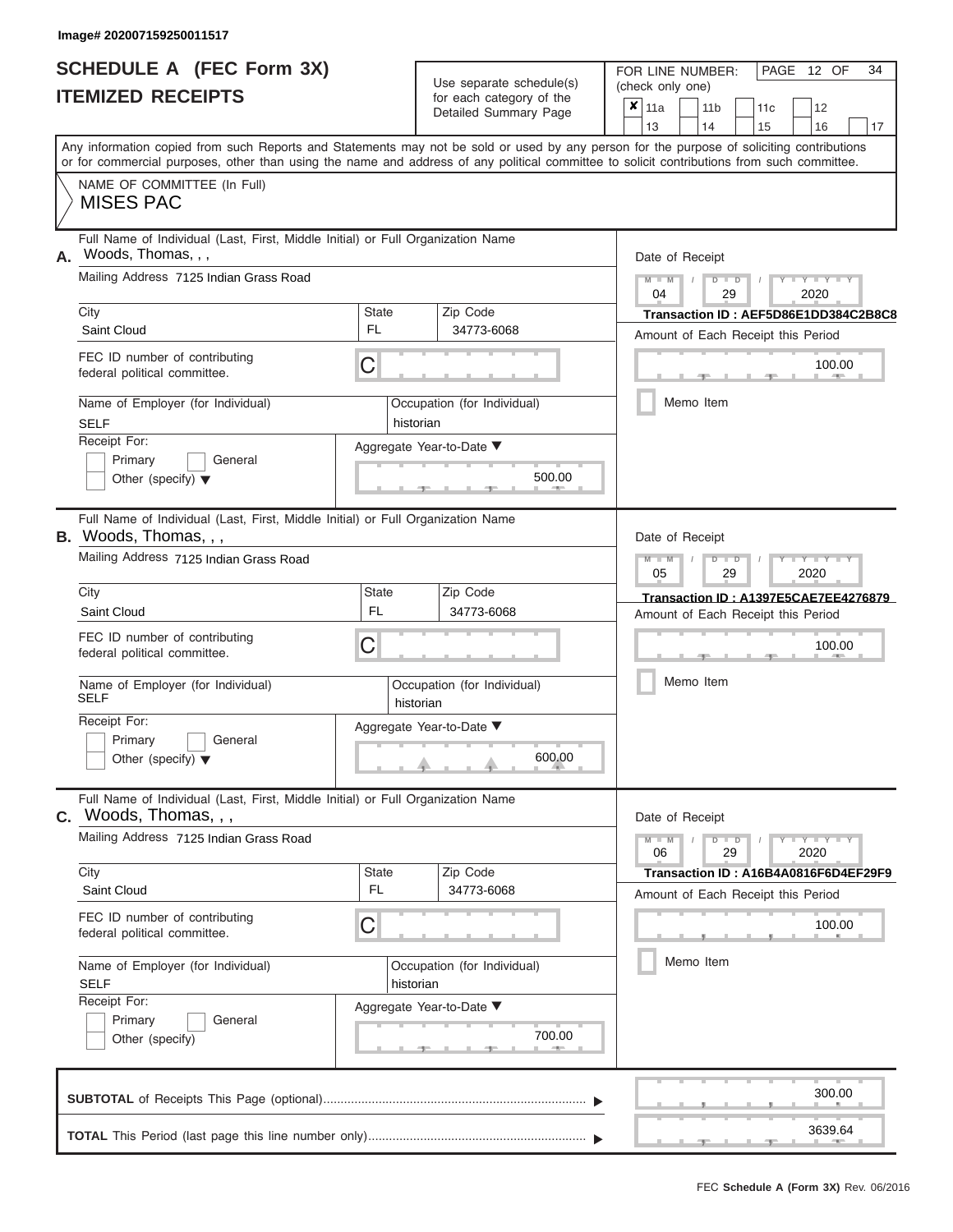Image# 202007159250011517

# SCHEDULE A (FEC Form 3X)
## ITEMIZED RECEIPTS

Use separate schedule(s) for each category of the Detailed Summary Page

FOR LINE NUMBER: (check only one)

☒ 11a ☐ 11b ☐ 11c ☐ 12 ☐ 13 ☐ 14 ☐ 15 ☐ 16 ☐ 17

PAGE 12 OF 34

Any information copied from such Reports and Statements may not be sold or used by any person for the purpose of soliciting contributions or for commercial purposes, other than using the name and address of any political committee to solicit contributions from such committee.

NAME OF COMMITTEE (In Full)
MISES PAC

---

**A.** Full Name of Individual (Last, First, Middle Initial) or Full Organization Name: Woods, Thomas, , ,

Mailing Address: 7125 Indian Grass Road

City: Saint Cloud | State: FL | Zip Code: 34773-6068

FEC ID number of contributing federal political committee: C

Name of Employer (for Individual): SELF

Occupation (for Individual): historian

Receipt For: ☐ Primary ☐ General ☐ Other (specify)

Aggregate Year-to-Date: 500.00

Date of Receipt: 04 / 29 / 2020

Transaction ID : AEF5D86E1DD384C2B8C8

Amount of Each Receipt this Period: 100.00

☐ Memo Item

---

**B.** Full Name of Individual (Last, First, Middle Initial) or Full Organization Name: Woods, Thomas, , ,

Mailing Address: 7125 Indian Grass Road

City: Saint Cloud | State: FL | Zip Code: 34773-6068

FEC ID number of contributing federal political committee: C

Name of Employer (for Individual): SELF

Occupation (for Individual): historian

Receipt For: ☐ Primary ☐ General ☐ Other (specify)

Aggregate Year-to-Date: 600.00

Date of Receipt: 05 / 29 / 2020

Transaction ID : A1397E5CAE7EE4276879

Amount of Each Receipt this Period: 100.00

☐ Memo Item

---

**C.** Full Name of Individual (Last, First, Middle Initial) or Full Organization Name: Woods, Thomas, , ,

Mailing Address: 7125 Indian Grass Road

City: Saint Cloud | State: FL | Zip Code: 34773-6068

FEC ID number of contributing federal political committee: C

Name of Employer (for Individual): SELF

Occupation (for Individual): historian

Receipt For: ☐ Primary ☐ General ☐ Other (specify)

Aggregate Year-to-Date: 700.00

Date of Receipt: 06 / 29 / 2020

Transaction ID : A16B4A0816F6D4EF29F9

Amount of Each Receipt this Period: 100.00

☐ Memo Item

---

**SUBTOTAL** of Receipts This Page (optional): 300.00

**TOTAL** This Period (last page this line number only): 3639.64

FEC Schedule A (Form 3X) Rev. 06/2016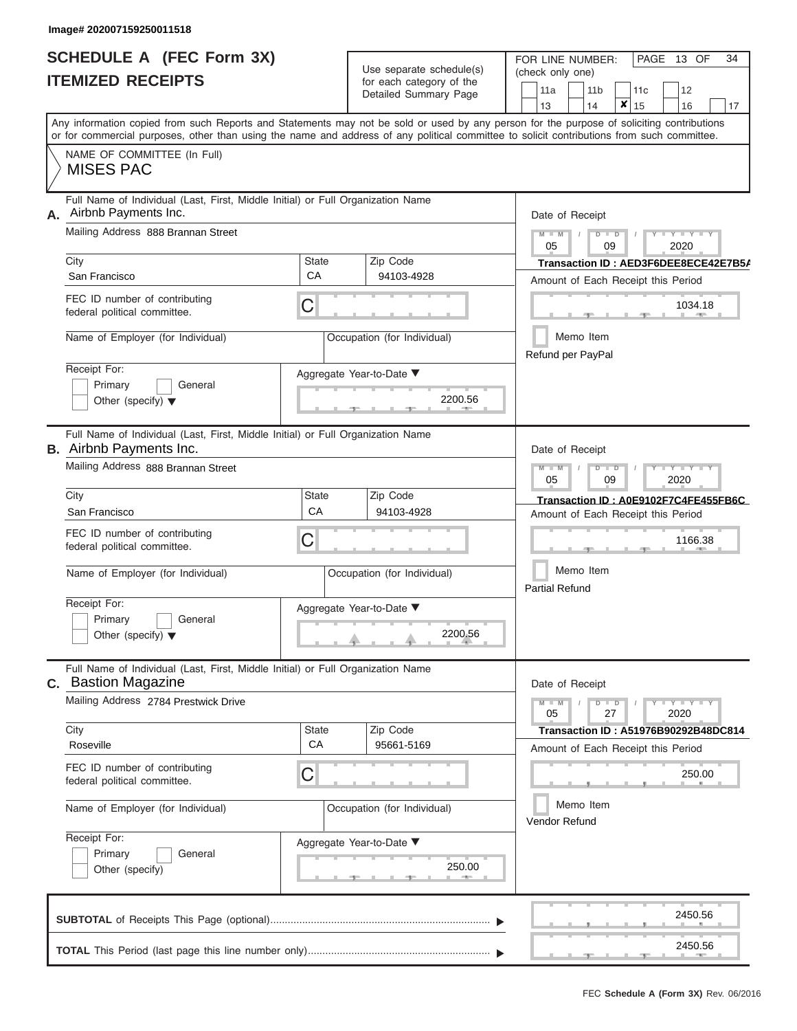Image# 202007159250011518

# SCHEDULE A (FEC Form 3X)
# ITEMIZED RECEIPTS

Use separate schedule(s) for each category of the Detailed Summary Page

FOR LINE NUMBER: (check only one)

11a | 11b | 11c | 12 | 13 | 14 | ✘ 15 | 16 | 17

PAGE 13 OF 34

Any information copied from such Reports and Statements may not be sold or used by any person for the purpose of soliciting contributions or for commercial purposes, other than using the name and address of any political committee to solicit contributions from such committee.

NAME OF COMMITTEE (In Full)
MISES PAC

---

**A.** Full Name of Individual (Last, First, Middle Initial) or Full Organization Name: Airbnb Payments Inc.

Mailing Address: 888 Brannan Street

City: San Francisco | State: CA | Zip Code: 94103-4928

FEC ID number of contributing federal political committee: C

Name of Employer (for Individual):

Occupation (for Individual):

Receipt For: Primary / General / Other (specify)

Aggregate Year-to-Date: 2200.56

Date of Receipt: 05 / 09 / 2020

Transaction ID : AED3F6DEE8ECE42E7B5A

Amount of Each Receipt this Period: 1034.18

Memo Item

Refund per PayPal

---

**B.** Full Name of Individual (Last, First, Middle Initial) or Full Organization Name: Airbnb Payments Inc.

Mailing Address: 888 Brannan Street

City: San Francisco | State: CA | Zip Code: 94103-4928

FEC ID number of contributing federal political committee: C

Name of Employer (for Individual):

Occupation (for Individual):

Receipt For: Primary / General / Other (specify)

Aggregate Year-to-Date: 2200.56

Date of Receipt: 05 / 09 / 2020

Transaction ID : A0E9102F7C4FE455FB6C

Amount of Each Receipt this Period: 1166.38

Memo Item

Partial Refund

---

**C.** Full Name of Individual (Last, First, Middle Initial) or Full Organization Name: Bastion Magazine

Mailing Address: 2784 Prestwick Drive

City: Roseville | State: CA | Zip Code: 95661-5169

FEC ID number of contributing federal political committee: C

Name of Employer (for Individual):

Occupation (for Individual):

Receipt For: Primary / General / Other (specify)

Aggregate Year-to-Date: 250.00

Date of Receipt: 05 / 27 / 2020

Transaction ID : A51976B90292B48DC814

Amount of Each Receipt this Period: 250.00

Memo Item

Vendor Refund

---

**SUBTOTAL** of Receipts This Page (optional): 2450.56

**TOTAL** This Period (last page this line number only): 2450.56

FEC Schedule A (Form 3X) Rev. 06/2016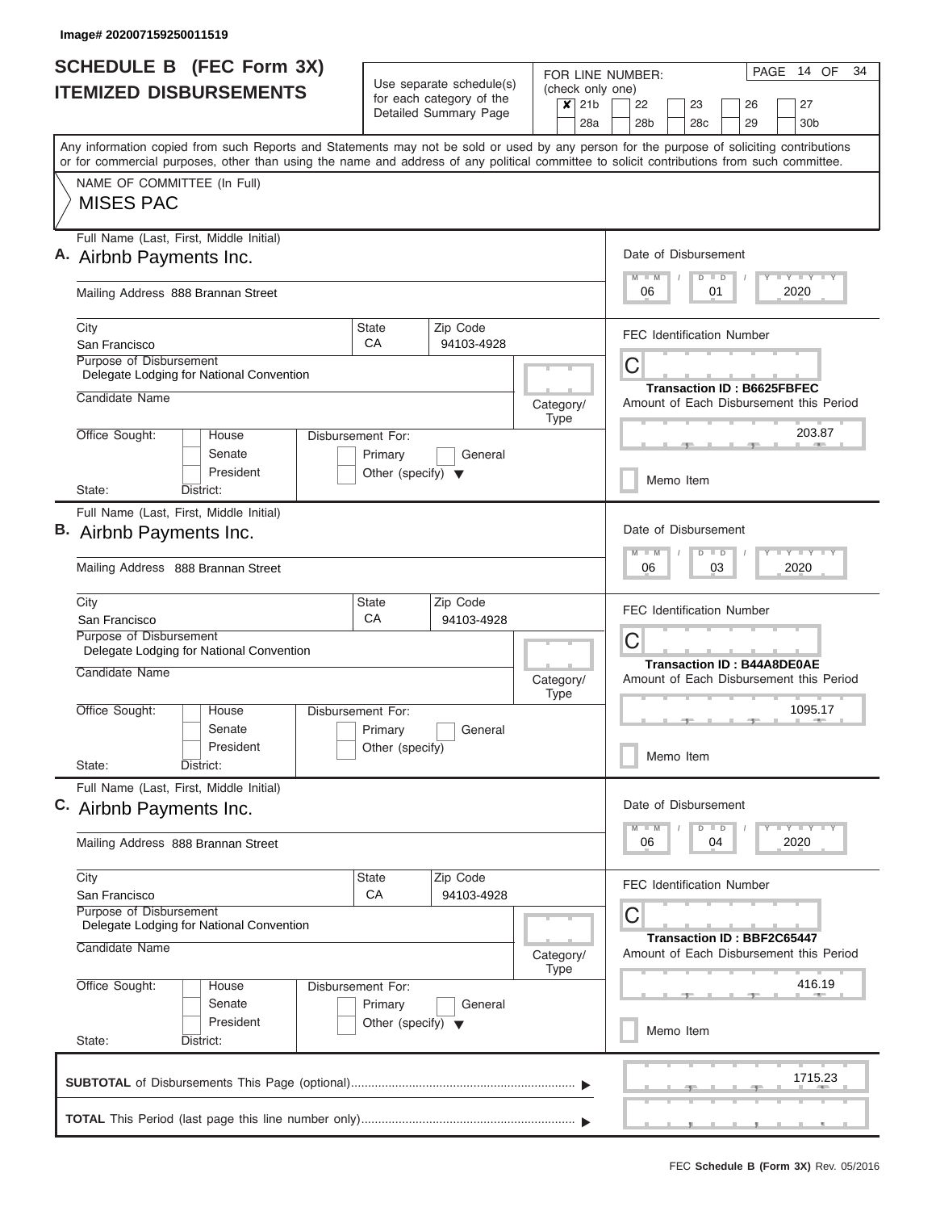Image# 202007159250011519

# SCHEDULE B (FEC Form 3X)
## ITEMIZED DISBURSEMENTS

Use separate schedule(s) for each category of the Detailed Summary Page

FOR LINE NUMBER: (check only one)
- [x] 21b
- [ ] 22
- [ ] 23
- [ ] 26
- [ ] 27
- [ ] 28a
- [ ] 28b
- [ ] 28c
- [ ] 29
- [ ] 30b

PAGE 14 OF 34

Any information copied from such Reports and Statements may not be sold or used by any person for the purpose of soliciting contributions or for commercial purposes, other than using the name and address of any political committee to solicit contributions from such committee.

NAME OF COMMITTEE (In Full)
MISES PAC

---

**A.** Full Name (Last, First, Middle Initial): Airbnb Payments Inc.

Mailing Address: 888 Brannan Street

City: San Francisco | State: CA | Zip Code: 94103-4928

Purpose of Disbursement: Delegate Lodging for National Convention

Candidate Name:

Category/Type:

Office Sought: House / Senate / President

State: District:

Disbursement For: Primary / General / Other (specify)

Date of Disbursement: 06 / 01 / 2020

FEC Identification Number: C

Transaction ID : B6625FBFEC

Amount of Each Disbursement this Period: 203.87

Memo Item

---

**B.** Full Name (Last, First, Middle Initial): Airbnb Payments Inc.

Mailing Address: 888 Brannan Street

City: San Francisco | State: CA | Zip Code: 94103-4928

Purpose of Disbursement: Delegate Lodging for National Convention

Candidate Name:

Category/Type:

Office Sought: House / Senate / President

State: District:

Disbursement For: Primary / General / Other (specify)

Date of Disbursement: 06 / 03 / 2020

FEC Identification Number: C

Transaction ID : B44A8DE0AE

Amount of Each Disbursement this Period: 1095.17

Memo Item

---

**C.** Full Name (Last, First, Middle Initial): Airbnb Payments Inc.

Mailing Address: 888 Brannan Street

City: San Francisco | State: CA | Zip Code: 94103-4928

Purpose of Disbursement: Delegate Lodging for National Convention

Candidate Name:

Category/Type:

Office Sought: House / Senate / President

State: District:

Disbursement For: Primary / General / Other (specify)

Date of Disbursement: 06 / 04 / 2020

FEC Identification Number: C

Transaction ID : BBF2C65447

Amount of Each Disbursement this Period: 416.19

Memo Item

---

**SUBTOTAL** of Disbursements This Page (optional): 1715.23

**TOTAL** This Period (last page this line number only):

FEC **Schedule B (Form 3X)** Rev. 05/2016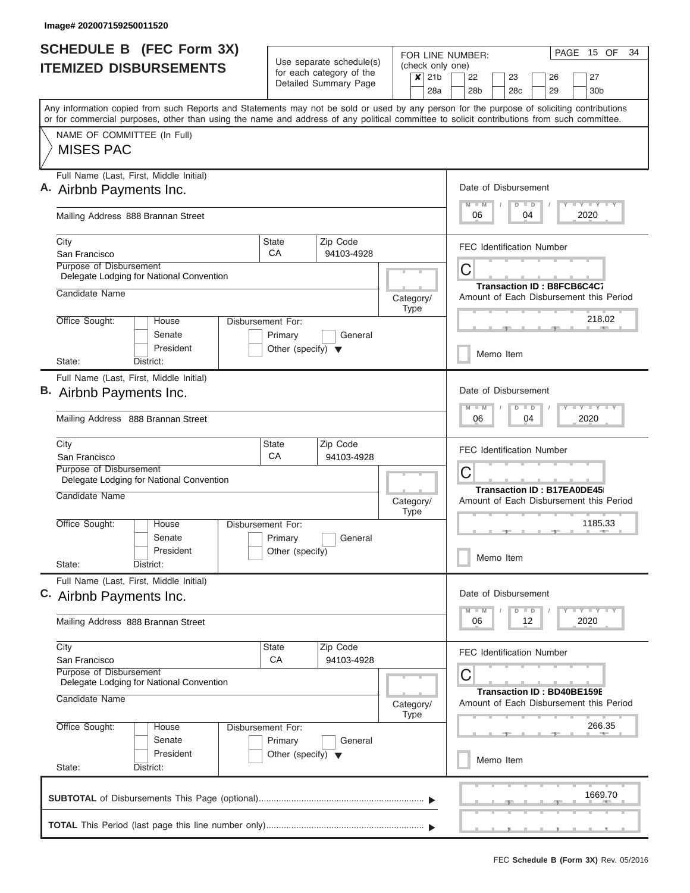Image# 202007159250011520

# SCHEDULE B (FEC Form 3X)
## ITEMIZED DISBURSEMENTS

Use separate schedule(s) for each category of the Detailed Summary Page

FOR LINE NUMBER: (check only one)

☒ 21b ☐ 22 ☐ 23 ☐ 26 ☐ 27
☐ 28a ☐ 28b ☐ 28c ☐ 29 ☐ 30b

PAGE 15 OF 34

Any information copied from such Reports and Statements may not be sold or used by any person for the purpose of soliciting contributions or for commercial purposes, other than using the name and address of any political committee to solicit contributions from such committee.

NAME OF COMMITTEE (In Full)

MISES PAC

---

**A.** Full Name (Last, First, Middle Initial): Airbnb Payments Inc.

Mailing Address: 888 Brannan Street

City: San Francisco | State: CA | Zip Code: 94103-4928

Purpose of Disbursement: Delegate Lodging for National Convention

Candidate Name:

Category/Type:

Office Sought: ☐ House ☐ Senate ☐ President

State: District:

Disbursement For: ☐ Primary ☐ General ☐ Other (specify)

Date of Disbursement: 06 / 04 / 2020

FEC Identification Number: C

Transaction ID : B8FCB6C4C7

Amount of Each Disbursement this Period: 218.02

☐ Memo Item

---

**B.** Full Name (Last, First, Middle Initial): Airbnb Payments Inc.

Mailing Address: 888 Brannan Street

City: San Francisco | State: CA | Zip Code: 94103-4928

Purpose of Disbursement: Delegate Lodging for National Convention

Candidate Name:

Category/Type:

Office Sought: ☐ House ☐ Senate ☐ President

State: District:

Disbursement For: ☐ Primary ☐ General ☐ Other (specify)

Date of Disbursement: 06 / 04 / 2020

FEC Identification Number: C

Transaction ID : B17EA0DE45

Amount of Each Disbursement this Period: 1185.33

☐ Memo Item

---

**C.** Full Name (Last, First, Middle Initial): Airbnb Payments Inc.

Mailing Address: 888 Brannan Street

City: San Francisco | State: CA | Zip Code: 94103-4928

Purpose of Disbursement: Delegate Lodging for National Convention

Candidate Name:

Category/Type:

Office Sought: ☐ House ☐ Senate ☐ President

State: District:

Disbursement For: ☐ Primary ☐ General ☐ Other (specify)

Date of Disbursement: 06 / 12 / 2020

FEC Identification Number: C

Transaction ID : BD40BE159E

Amount of Each Disbursement this Period: 266.35

☐ Memo Item

---

**SUBTOTAL** of Disbursements This Page (optional): 1669.70

**TOTAL** This Period (last page this line number only):

FEC **Schedule B (Form 3X)** Rev. 05/2016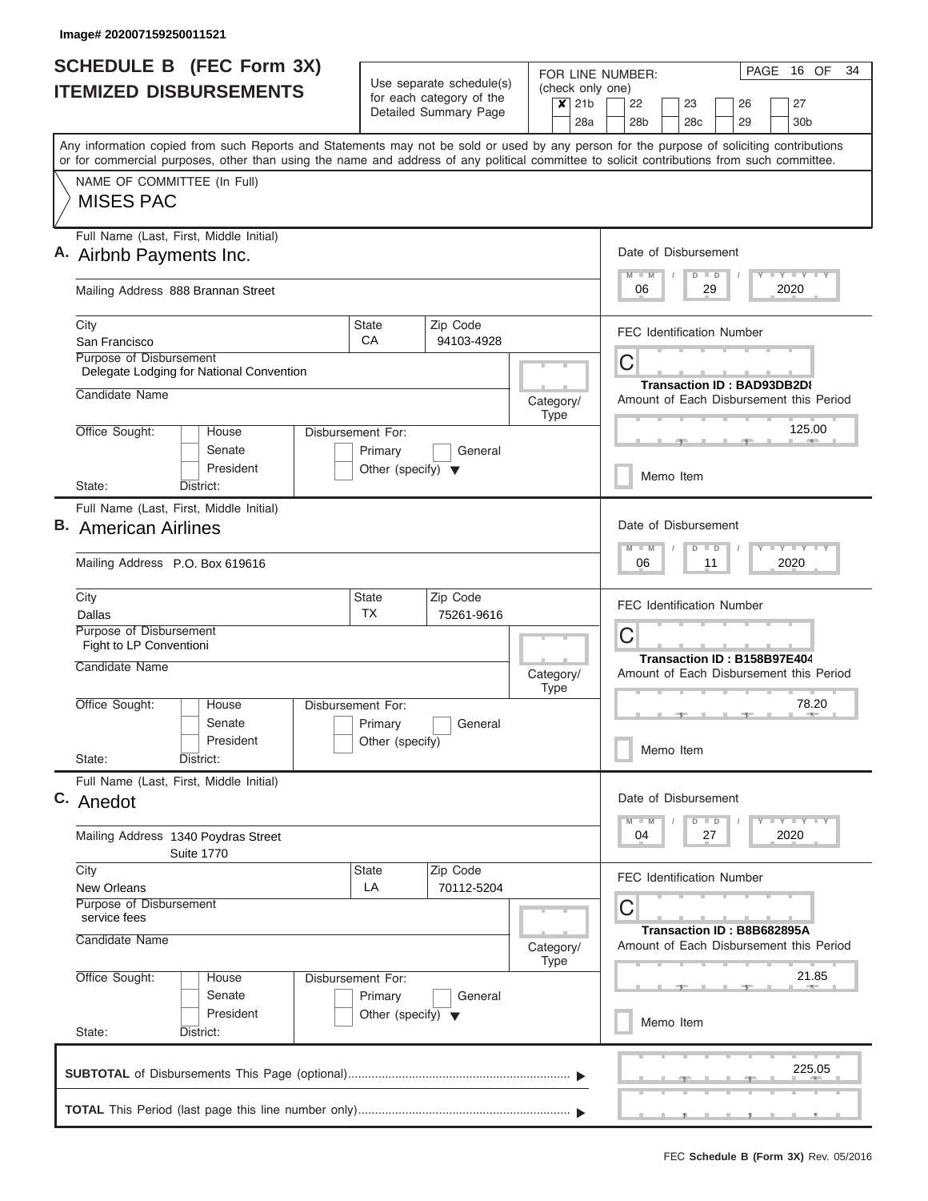Image# 202007159250011521

# SCHEDULE B (FEC Form 3X)
## ITEMIZED DISBURSEMENTS

Use separate schedule(s) for each category of the Detailed Summary Page

FOR LINE NUMBER: (check only one)

| | | | | | |
|---|---|---|---|---|---|
| ✘ 21b | 22 | 23 | 26 | 27 | |
| 28a | 28b | 28c | 29 | 30b | |

PAGE 16 OF 34

Any information copied from such Reports and Statements may not be sold or used by any person for the purpose of soliciting contributions or for commercial purposes, other than using the name and address of any political committee to solicit contributions from such committee.

NAME OF COMMITTEE (In Full)
MISES PAC

---

**A.** Full Name (Last, First, Middle Initial): Airbnb Payments Inc.

Mailing Address: 888 Brannan Street

City: San Francisco | State: CA | Zip Code: 94103-4928

Purpose of Disbursement: Delegate Lodging for National Convention

Candidate Name:

Category/Type:

Office Sought: House / Senate / President

State: District:

Disbursement For: Primary / General / Other (specify)

Date of Disbursement: 06 / 29 / 2020

FEC Identification Number: C

Transaction ID : BAD93DB2D8

Amount of Each Disbursement this Period: 125.00

Memo Item

---

**B.** Full Name (Last, First, Middle Initial): American Airlines

Mailing Address: P.O. Box 619616

City: Dallas | State: TX | Zip Code: 75261-9616

Purpose of Disbursement: Fight to LP Conventioni

Candidate Name:

Category/Type:

Office Sought: House / Senate / President

State: District:

Disbursement For: Primary / General / Other (specify)

Date of Disbursement: 06 / 11 / 2020

FEC Identification Number: C

Transaction ID : B158B97E404

Amount of Each Disbursement this Period: 78.20

Memo Item

---

**C.** Full Name (Last, First, Middle Initial): Anedot

Mailing Address: 1340 Poydras Street, Suite 1770

City: New Orleans | State: LA | Zip Code: 70112-5204

Purpose of Disbursement: service fees

Candidate Name:

Category/Type:

Office Sought: House / Senate / President

State: District:

Disbursement For: Primary / General / Other (specify)

Date of Disbursement: 04 / 27 / 2020

FEC Identification Number: C

Transaction ID : B8B682895A

Amount of Each Disbursement this Period: 21.85

Memo Item

---

**SUBTOTAL** of Disbursements This Page (optional): 225.05

**TOTAL** This Period (last page this line number only):

FEC **Schedule B (Form 3X)** Rev. 05/2016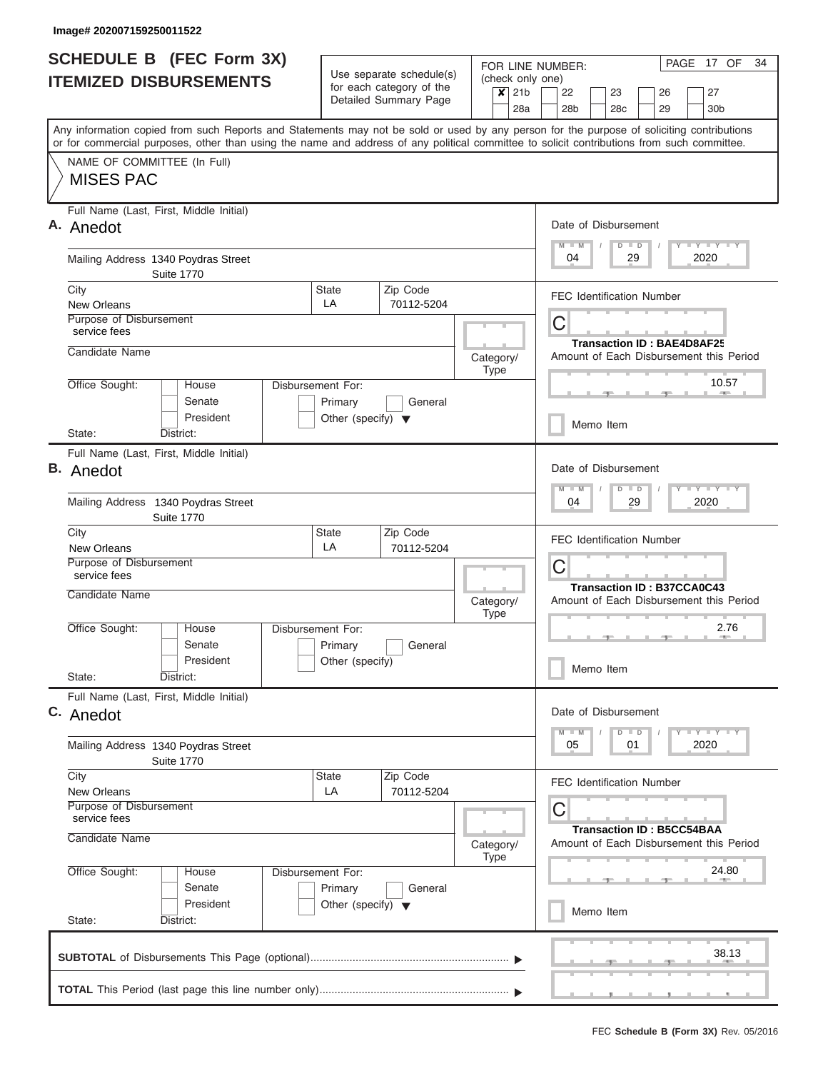Image# 202007159250011522

# SCHEDULE B (FEC Form 3X)
## ITEMIZED DISBURSEMENTS

Use separate schedule(s) for each category of the Detailed Summary Page

FOR LINE NUMBER: (check only one)
[x] 21b [ ] 22 [ ] 23 [ ] 26 [ ] 27 [ ] 28a [ ] 28b [ ] 28c [ ] 29 [ ] 30b

Any information copied from such Reports and Statements may not be sold or used by any person for the purpose of soliciting contributions or for commercial purposes, other than using the name and address of any political committee to solicit contributions from such committee.

NAME OF COMMITTEE (In Full)
MISES PAC

**A.** Full Name (Last, First, Middle Initial): Anedot
Mailing Address: 1340 Poydras Street, Suite 1770
City: New Orleans | State: LA | Zip Code: 70112-5204
Purpose of Disbursement: service fees
Candidate Name:
Category/Type:
Office Sought: House / Senate / President
State: District:
Disbursement For: Primary / General / Other (specify)
Date of Disbursement: 04/29/2020
FEC Identification Number: C
Transaction ID : BAE4D8AF25
Amount of Each Disbursement this Period: 10.57
Memo Item

**B.** Full Name (Last, First, Middle Initial): Anedot
Mailing Address: 1340 Poydras Street, Suite 1770
City: New Orleans | State: LA | Zip Code: 70112-5204
Purpose of Disbursement: service fees
Candidate Name:
Category/Type:
Office Sought: House / Senate / President
State: District:
Disbursement For: Primary / General / Other (specify)
Date of Disbursement: 04/29/2020
FEC Identification Number: C
Transaction ID : B37CCA0C43
Amount of Each Disbursement this Period: 2.76
Memo Item

**C.** Full Name (Last, First, Middle Initial): Anedot
Mailing Address: 1340 Poydras Street, Suite 1770
City: New Orleans | State: LA | Zip Code: 70112-5204
Purpose of Disbursement: service fees
Candidate Name:
Category/Type:
Office Sought: House / Senate / President
State: District:
Disbursement For: Primary / General / Other (specify)
Date of Disbursement: 05/01/2020
FEC Identification Number: C
Transaction ID : B5CC54BAA
Amount of Each Disbursement this Period: 24.80
Memo Item

**SUBTOTAL** of Disbursements This Page (optional): 38.13

**TOTAL** This Period (last page this line number only):

FEC **Schedule B (Form 3X)** Rev. 05/2016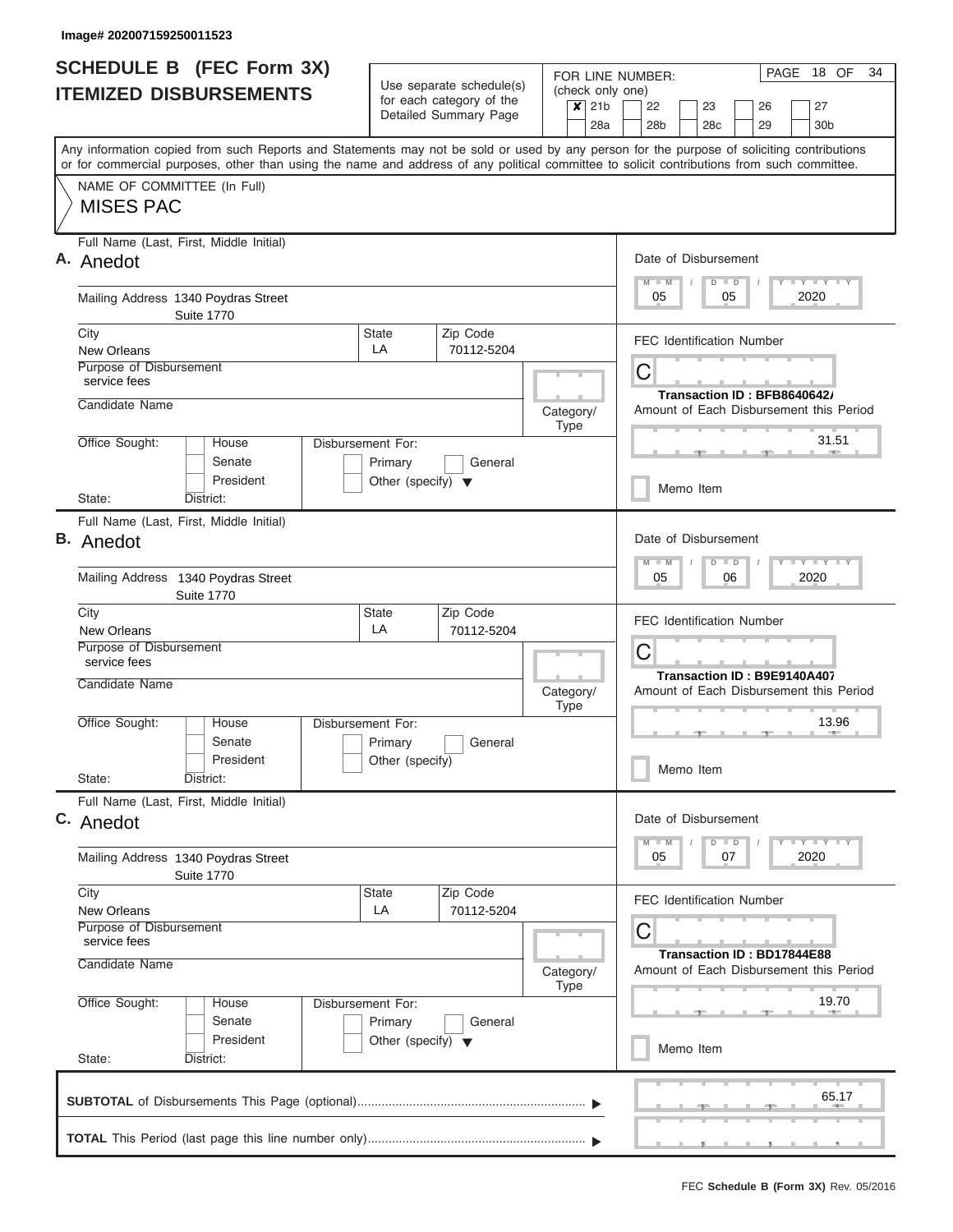Image# 202007159250011523

# SCHEDULE B (FEC Form 3X)
## ITEMIZED DISBURSEMENTS

Use separate schedule(s) for each category of the Detailed Summary Page

FOR LINE NUMBER: (check only one)
[x] 21b [ ] 22 [ ] 23 [ ] 26 [ ] 27
[ ] 28a [ ] 28b [ ] 28c [ ] 29 [ ] 30b

PAGE 18 OF 34

Any information copied from such Reports and Statements may not be sold or used by any person for the purpose of soliciting contributions or for commercial purposes, other than using the name and address of any political committee to solicit contributions from such committee.

NAME OF COMMITTEE (In Full)
MISES PAC

---

**A.** Full Name (Last, First, Middle Initial): Anedot

Mailing Address: 1340 Poydras Street, Suite 1770

City: New Orleans | State: LA | Zip Code: 70112-5204

Purpose of Disbursement: service fees

Candidate Name:

Category/Type:

Office Sought: [ ] House [ ] Senate [ ] President

State: District:

Disbursement For: [ ] Primary [ ] General [ ] Other (specify)

Date of Disbursement: 05 / 05 / 2020

FEC Identification Number: C

Transaction ID : BFB8640642A

Amount of Each Disbursement this Period: 31.51

[ ] Memo Item

---

**B.** Full Name (Last, First, Middle Initial): Anedot

Mailing Address: 1340 Poydras Street, Suite 1770

City: New Orleans | State: LA | Zip Code: 70112-5204

Purpose of Disbursement: service fees

Candidate Name:

Category/Type:

Office Sought: [ ] House [ ] Senate [ ] President

State: District:

Disbursement For: [ ] Primary [ ] General [ ] Other (specify)

Date of Disbursement: 05 / 06 / 2020

FEC Identification Number: C

Transaction ID : B9E9140A407

Amount of Each Disbursement this Period: 13.96

[ ] Memo Item

---

**C.** Full Name (Last, First, Middle Initial): Anedot

Mailing Address: 1340 Poydras Street, Suite 1770

City: New Orleans | State: LA | Zip Code: 70112-5204

Purpose of Disbursement: service fees

Candidate Name:

Category/Type:

Office Sought: [ ] House [ ] Senate [ ] President

State: District:

Disbursement For: [ ] Primary [ ] General [ ] Other (specify)

Date of Disbursement: 05 / 07 / 2020

FEC Identification Number: C

Transaction ID : BD17844E88

Amount of Each Disbursement this Period: 19.70

[ ] Memo Item

---

**SUBTOTAL** of Disbursements This Page (optional): 65.17

**TOTAL** This Period (last page this line number only):

FEC **Schedule B (Form 3X)** Rev. 05/2016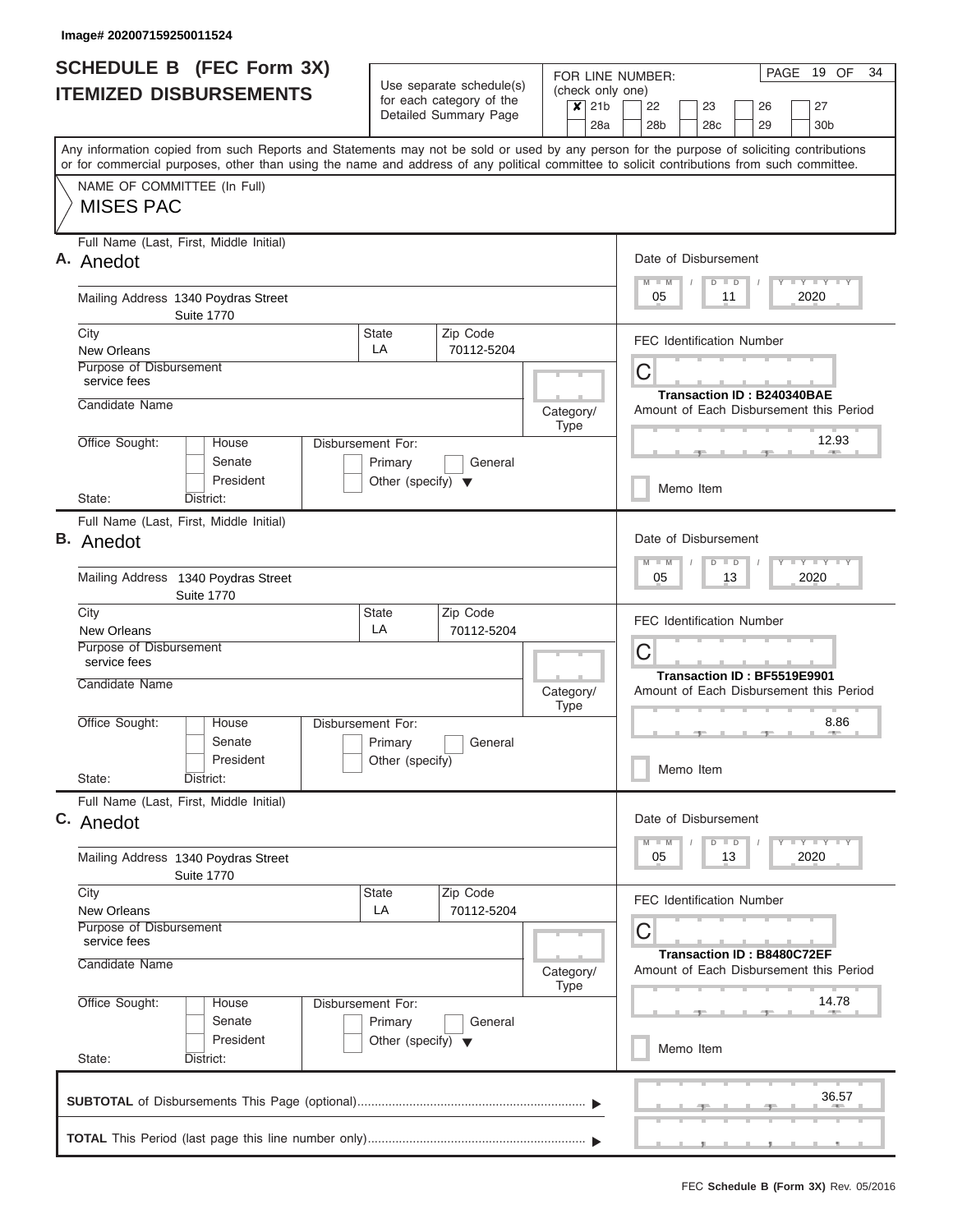Image# 202007159250011524

# SCHEDULE B (FEC Form 3X) ITEMIZED DISBURSEMENTS

Use separate schedule(s) for each category of the Detailed Summary Page

FOR LINE NUMBER: (check only one)

- [x] 21b
- [ ] 22
- [ ] 23
- [ ] 26
- [ ] 27
- [ ] 28a
- [ ] 28b
- [ ] 28c
- [ ] 29
- [ ] 30b

PAGE 19 OF 34

Any information copied from such Reports and Statements may not be sold or used by any person for the purpose of soliciting contributions or for commercial purposes, other than using the name and address of any political committee to solicit contributions from such committee.

NAME OF COMMITTEE (In Full)

MISES PAC

---

**A.** Full Name (Last, First, Middle Initial): Anedot

Mailing Address: 1340 Poydras Street, Suite 1770

City: New Orleans | State: LA | Zip Code: 70112-5204

Purpose of Disbursement: service fees

Candidate Name:

Category/Type:

Office Sought: House / Senate / President

State: District:

Disbursement For: Primary / General / Other (specify)

Date of Disbursement: 05 / 11 / 2020

FEC Identification Number: C

Transaction ID : B240340BAE

Amount of Each Disbursement this Period: 12.93

Memo Item

---

**B.** Full Name (Last, First, Middle Initial): Anedot

Mailing Address: 1340 Poydras Street, Suite 1770

City: New Orleans | State: LA | Zip Code: 70112-5204

Purpose of Disbursement: service fees

Candidate Name:

Category/Type:

Office Sought: House / Senate / President

State: District:

Disbursement For: Primary / General / Other (specify)

Date of Disbursement: 05 / 13 / 2020

FEC Identification Number: C

Transaction ID : BF5519E9901

Amount of Each Disbursement this Period: 8.86

Memo Item

---

**C.** Full Name (Last, First, Middle Initial): Anedot

Mailing Address: 1340 Poydras Street, Suite 1770

City: New Orleans | State: LA | Zip Code: 70112-5204

Purpose of Disbursement: service fees

Candidate Name:

Category/Type:

Office Sought: House / Senate / President

State: District:

Disbursement For: Primary / General / Other (specify)

Date of Disbursement: 05 / 13 / 2020

FEC Identification Number: C

Transaction ID : B8480C72EF

Amount of Each Disbursement this Period: 14.78

Memo Item

---

**SUBTOTAL** of Disbursements This Page (optional): 36.57

**TOTAL** This Period (last page this line number only):

FEC **Schedule B (Form 3X)** Rev. 05/2016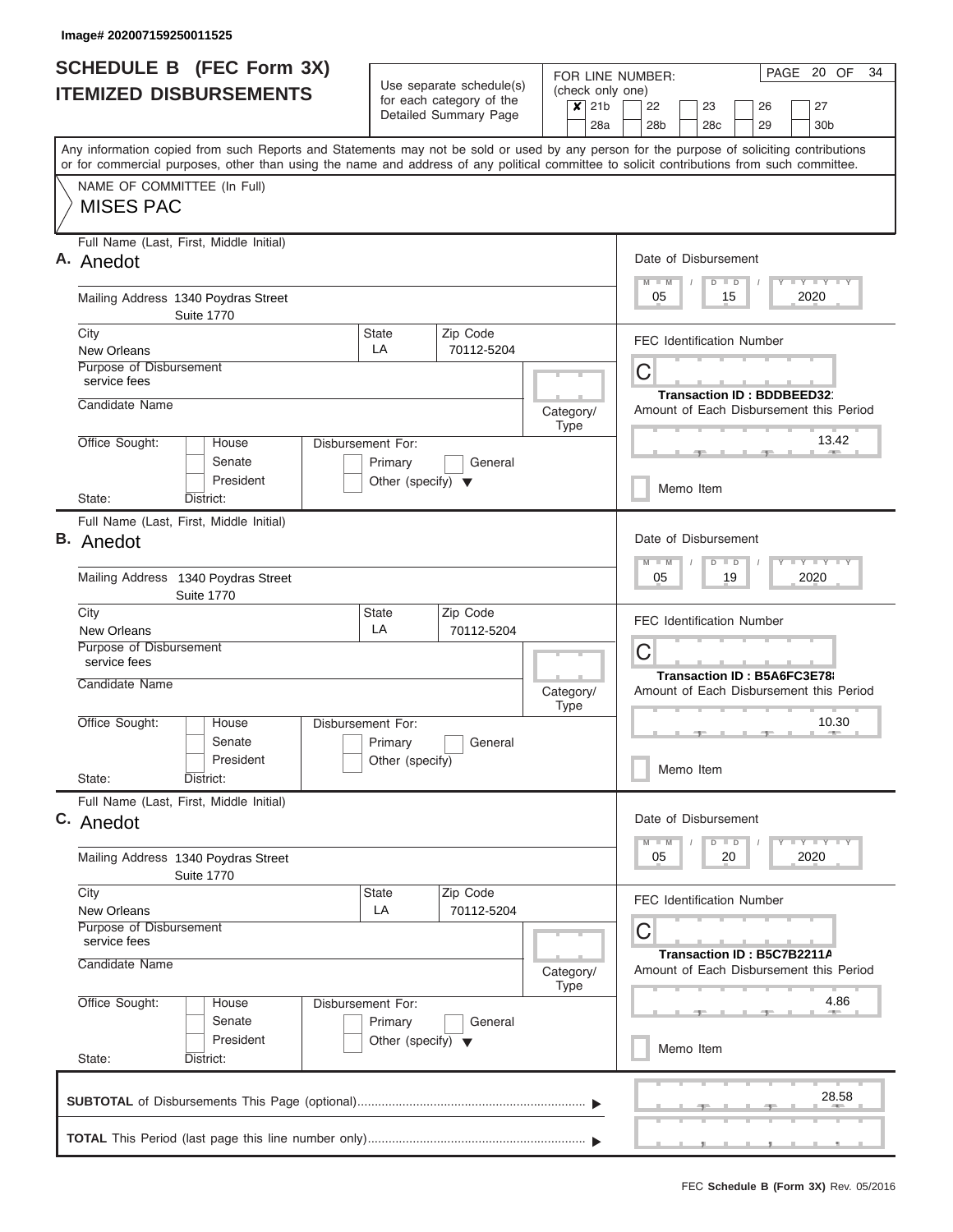Image# 202007159250011525

# SCHEDULE B (FEC Form 3X)
# ITEMIZED DISBURSEMENTS

Use separate schedule(s) for each category of the Detailed Summary Page

FOR LINE NUMBER: (check only one)

- [x] 21b
- [ ] 22
- [ ] 23
- [ ] 26
- [ ] 27
- [ ] 28a
- [ ] 28b
- [ ] 28c
- [ ] 29
- [ ] 30b

PAGE 20 OF 34

Any information copied from such Reports and Statements may not be sold or used by any person for the purpose of soliciting contributions or for commercial purposes, other than using the name and address of any political committee to solicit contributions from such committee.

NAME OF COMMITTEE (In Full)

MISES PAC

---

**A.** Full Name (Last, First, Middle Initial): Anedot

Mailing Address: 1340 Poydras Street, Suite 1770

City: New Orleans | State: LA | Zip Code: 70112-5204

Purpose of Disbursement: service fees

Candidate Name:

Category/Type:

Office Sought: House / Senate / President — State: — District:

Disbursement For: Primary / General / Other (specify)

Date of Disbursement: 05/15/2020

FEC Identification Number: C

Transaction ID : BDDBEED32

Amount of Each Disbursement this Period: 13.42

Memo Item

---

**B.** Full Name (Last, First, Middle Initial): Anedot

Mailing Address: 1340 Poydras Street, Suite 1770

City: New Orleans | State: LA | Zip Code: 70112-5204

Purpose of Disbursement: service fees

Candidate Name:

Category/Type:

Office Sought: House / Senate / President — State: — District:

Disbursement For: Primary / General / Other (specify)

Date of Disbursement: 05/19/2020

FEC Identification Number: C

Transaction ID : B5A6FC3E78

Amount of Each Disbursement this Period: 10.30

Memo Item

---

**C.** Full Name (Last, First, Middle Initial): Anedot

Mailing Address: 1340 Poydras Street, Suite 1770

City: New Orleans | State: LA | Zip Code: 70112-5204

Purpose of Disbursement: service fees

Candidate Name:

Category/Type:

Office Sought: House / Senate / President — State: — District:

Disbursement For: Primary / General / Other (specify)

Date of Disbursement: 05/20/2020

FEC Identification Number: C

Transaction ID : B5C7B2211A

Amount of Each Disbursement this Period: 4.86

Memo Item

---

**SUBTOTAL** of Disbursements This Page (optional): 28.58

**TOTAL** This Period (last page this line number only):

FEC **Schedule B (Form 3X)** Rev. 05/2016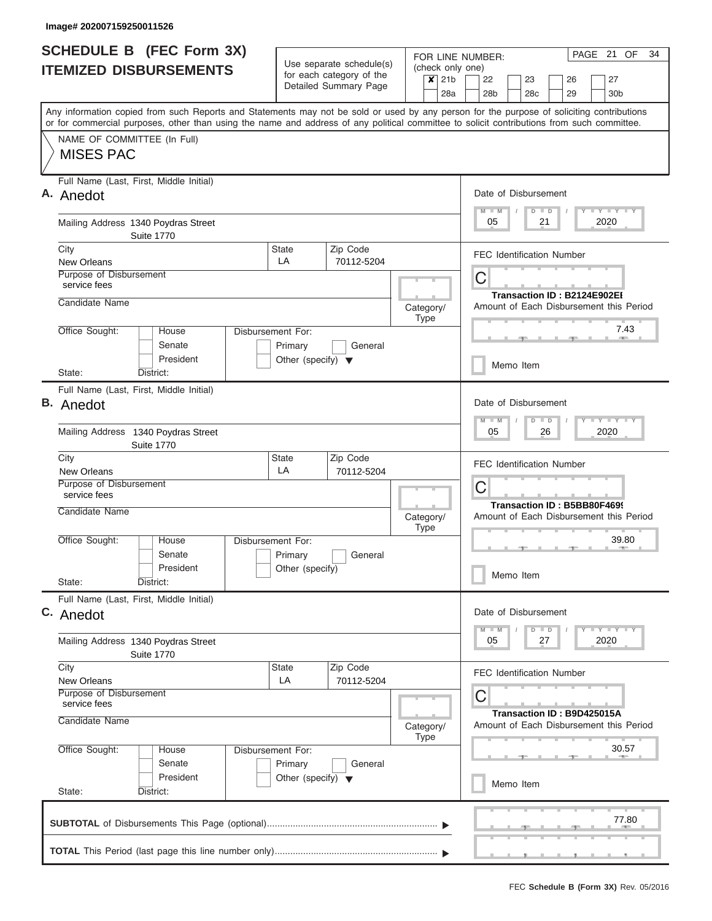Image# 202007159250011526

# SCHEDULE B (FEC Form 3X)
## ITEMIZED DISBURSEMENTS

Use separate schedule(s) for each category of the Detailed Summary Page

FOR LINE NUMBER: (check only one)

- [x] 21b
- [ ] 22
- [ ] 23
- [ ] 26
- [ ] 27
- [ ] 28a
- [ ] 28b
- [ ] 28c
- [ ] 29
- [ ] 30b

PAGE 21 OF 34

Any information copied from such Reports and Statements may not be sold or used by any person for the purpose of soliciting contributions or for commercial purposes, other than using the name and address of any political committee to solicit contributions from such committee.

NAME OF COMMITTEE (In Full)
MISES PAC

---

**A.** Full Name (Last, First, Middle Initial): Anedot

Mailing Address: 1340 Poydras Street, Suite 1770

City: New Orleans | State: LA | Zip Code: 70112-5204

Purpose of Disbursement: service fees

Candidate Name:

Category/Type:

Office Sought: House / Senate / President

Disbursement For: Primary / General / Other (specify)

State: District:

Date of Disbursement: 05 / 21 / 2020

FEC Identification Number: C

Transaction ID : B2124E902EI

Amount of Each Disbursement this Period: 7.43

Memo Item

---

**B.** Full Name (Last, First, Middle Initial): Anedot

Mailing Address: 1340 Poydras Street, Suite 1770

City: New Orleans | State: LA | Zip Code: 70112-5204

Purpose of Disbursement: service fees

Candidate Name:

Category/Type:

Office Sought: House / Senate / President

Disbursement For: Primary / General / Other (specify)

State: District:

Date of Disbursement: 05 / 26 / 2020

FEC Identification Number: C

Transaction ID : B5BB80F469

Amount of Each Disbursement this Period: 39.80

Memo Item

---

**C.** Full Name (Last, First, Middle Initial): Anedot

Mailing Address: 1340 Poydras Street, Suite 1770

City: New Orleans | State: LA | Zip Code: 70112-5204

Purpose of Disbursement: service fees

Candidate Name:

Category/Type:

Office Sought: House / Senate / President

Disbursement For: Primary / General / Other (specify)

State: District:

Date of Disbursement: 05 / 27 / 2020

FEC Identification Number: C

Transaction ID : B9D425015A

Amount of Each Disbursement this Period: 30.57

Memo Item

---

**SUBTOTAL** of Disbursements This Page (optional): 77.80

**TOTAL** This Period (last page this line number only):

FEC Schedule B (Form 3X) Rev. 05/2016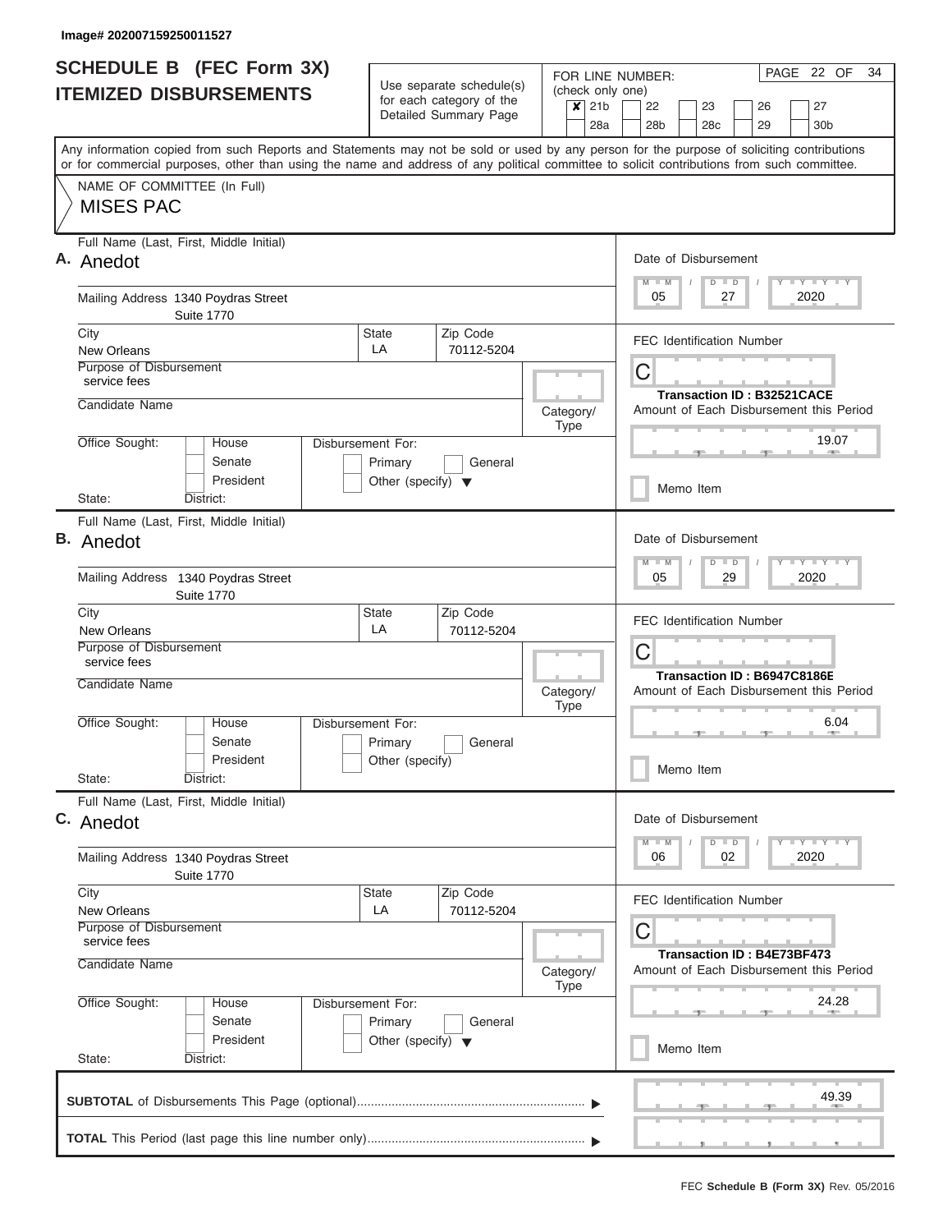Image# 202007159250011527

# SCHEDULE B (FEC Form 3X)
## ITEMIZED DISBURSEMENTS

Use separate schedule(s) for each category of the Detailed Summary Page

FOR LINE NUMBER: (check only one)
- [x] 21b
- [ ] 22
- [ ] 23
- [ ] 26
- [ ] 27
- [ ] 28a
- [ ] 28b
- [ ] 28c
- [ ] 29
- [ ] 30b

PAGE 22 OF 34

Any information copied from such Reports and Statements may not be sold or used by any person for the purpose of soliciting contributions or for commercial purposes, other than using the name and address of any political committee to solicit contributions from such committee.

NAME OF COMMITTEE (In Full)
MISES PAC

---

**A.** Full Name (Last, First, Middle Initial): Anedot

Mailing Address: 1340 Poydras Street, Suite 1770

City: New Orleans | State: LA | Zip Code: 70112-5204

Purpose of Disbursement: service fees

Candidate Name:

Category/Type:

Office Sought: House / Senate / President

State: District:

Disbursement For: Primary / General / Other (specify)

Date of Disbursement: 05 / 27 / 2020

FEC Identification Number: C

Transaction ID : B32521CACE

Amount of Each Disbursement this Period: 19.07

Memo Item

---

**B.** Full Name (Last, First, Middle Initial): Anedot

Mailing Address: 1340 Poydras Street, Suite 1770

City: New Orleans | State: LA | Zip Code: 70112-5204

Purpose of Disbursement: service fees

Candidate Name:

Category/Type:

Office Sought: House / Senate / President

State: District:

Disbursement For: Primary / General / Other (specify)

Date of Disbursement: 05 / 29 / 2020

FEC Identification Number: C

Transaction ID : B6947C8186E

Amount of Each Disbursement this Period: 6.04

Memo Item

---

**C.** Full Name (Last, First, Middle Initial): Anedot

Mailing Address: 1340 Poydras Street, Suite 1770

City: New Orleans | State: LA | Zip Code: 70112-5204

Purpose of Disbursement: service fees

Candidate Name:

Category/Type:

Office Sought: House / Senate / President

State: District:

Disbursement For: Primary / General / Other (specify)

Date of Disbursement: 06 / 02 / 2020

FEC Identification Number: C

Transaction ID : B4E73BF473

Amount of Each Disbursement this Period: 24.28

Memo Item

---

**SUBTOTAL** of Disbursements This Page (optional): 49.39

**TOTAL** This Period (last page this line number only):

FEC **Schedule B (Form 3X)** Rev. 05/2016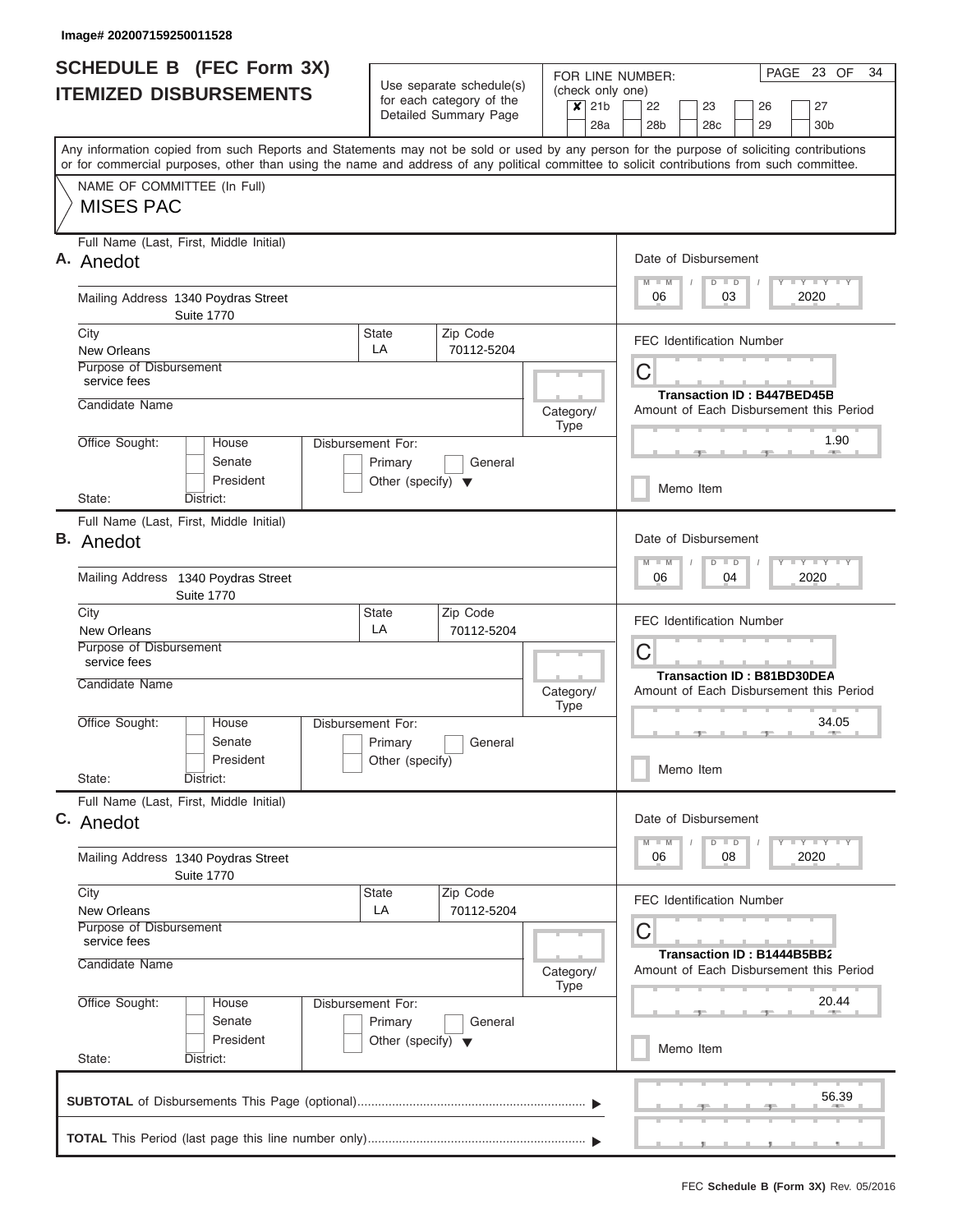Image# 202007159250011528

# SCHEDULE B (FEC Form 3X)
## ITEMIZED DISBURSEMENTS

Use separate schedule(s) for each category of the Detailed Summary Page

FOR LINE NUMBER: (check only one)

✘ 21b | 22 | 23 | 26 | 27 | 28a | 28b | 28c | 29 | 30b

PAGE 23 OF 34

Any information copied from such Reports and Statements may not be sold or used by any person for the purpose of soliciting contributions or for commercial purposes, other than using the name and address of any political committee to solicit contributions from such committee.

NAME OF COMMITTEE (In Full)

MISES PAC

---

**A.** Full Name (Last, First, Middle Initial): Anedot

Mailing Address: 1340 Poydras Street, Suite 1770

City: New Orleans | State: LA | Zip Code: 70112-5204

Purpose of Disbursement: service fees

Candidate Name:

Category/Type:

Office Sought: House / Senate / President

State: District:

Disbursement For: Primary / General / Other (specify)

Date of Disbursement: 06 / 03 / 2020

FEC Identification Number: C

Transaction ID : B447BED45B

Amount of Each Disbursement this Period: 1.90

Memo Item

---

**B.** Full Name (Last, First, Middle Initial): Anedot

Mailing Address: 1340 Poydras Street, Suite 1770

City: New Orleans | State: LA | Zip Code: 70112-5204

Purpose of Disbursement: service fees

Candidate Name:

Category/Type:

Office Sought: House / Senate / President

State: District:

Disbursement For: Primary / General / Other (specify)

Date of Disbursement: 06 / 04 / 2020

FEC Identification Number: C

Transaction ID : B81BD30DEA

Amount of Each Disbursement this Period: 34.05

Memo Item

---

**C.** Full Name (Last, First, Middle Initial): Anedot

Mailing Address: 1340 Poydras Street, Suite 1770

City: New Orleans | State: LA | Zip Code: 70112-5204

Purpose of Disbursement: service fees

Candidate Name:

Category/Type:

Office Sought: House / Senate / President

State: District:

Disbursement For: Primary / General / Other (specify)

Date of Disbursement: 06 / 08 / 2020

FEC Identification Number: C

Transaction ID : B1444B5BB2

Amount of Each Disbursement this Period: 20.44

Memo Item

---

**SUBTOTAL** of Disbursements This Page (optional): 56.39

**TOTAL** This Period (last page this line number only):

FEC **Schedule B (Form 3X)** Rev. 05/2016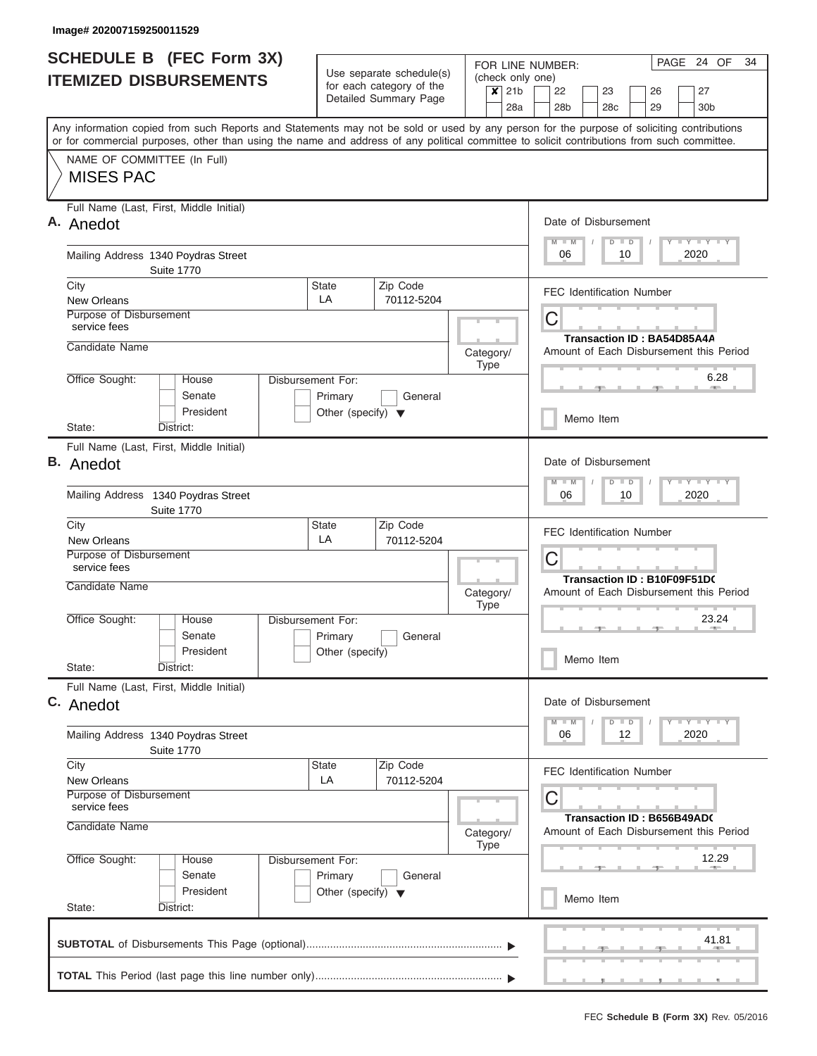Image# 202007159250011529

# SCHEDULE B (FEC Form 3X)
## ITEMIZED DISBURSEMENTS

Use separate schedule(s) for each category of the Detailed Summary Page

FOR LINE NUMBER: (check only one)
- [x] 21b
- [ ] 22
- [ ] 23
- [ ] 26
- [ ] 27
- [ ] 28a
- [ ] 28b
- [ ] 28c
- [ ] 29
- [ ] 30b

PAGE 24 OF 34

Any information copied from such Reports and Statements may not be sold or used by any person for the purpose of soliciting contributions or for commercial purposes, other than using the name and address of any political committee to solicit contributions from such committee.

NAME OF COMMITTEE (In Full)
MISES PAC

---

**A.** Full Name (Last, First, Middle Initial): Anedot

Mailing Address: 1340 Poydras Street, Suite 1770

City: New Orleans | State: LA | Zip Code: 70112-5204

Purpose of Disbursement: service fees

Candidate Name:

Category/Type:

Office Sought: House / Senate / President

State: District:

Disbursement For: Primary / General / Other (specify)

Date of Disbursement: 06 / 10 / 2020

FEC Identification Number: C

Transaction ID : BA54D85A4A

Amount of Each Disbursement this Period: 6.28

Memo Item

---

**B.** Full Name (Last, First, Middle Initial): Anedot

Mailing Address: 1340 Poydras Street, Suite 1770

City: New Orleans | State: LA | Zip Code: 70112-5204

Purpose of Disbursement: service fees

Candidate Name:

Category/Type:

Office Sought: House / Senate / President

State: District:

Disbursement For: Primary / General / Other (specify)

Date of Disbursement: 06 / 10 / 2020

FEC Identification Number: C

Transaction ID : B10F09F51DC

Amount of Each Disbursement this Period: 23.24

Memo Item

---

**C.** Full Name (Last, First, Middle Initial): Anedot

Mailing Address: 1340 Poydras Street, Suite 1770

City: New Orleans | State: LA | Zip Code: 70112-5204

Purpose of Disbursement: service fees

Candidate Name:

Category/Type:

Office Sought: House / Senate / President

State: District:

Disbursement For: Primary / General / Other (specify)

Date of Disbursement: 06 / 12 / 2020

FEC Identification Number: C

Transaction ID : B656B49ADC

Amount of Each Disbursement this Period: 12.29

Memo Item

---

**SUBTOTAL** of Disbursements This Page (optional): 41.81

**TOTAL** This Period (last page this line number only):

FEC Schedule B (Form 3X) Rev. 05/2016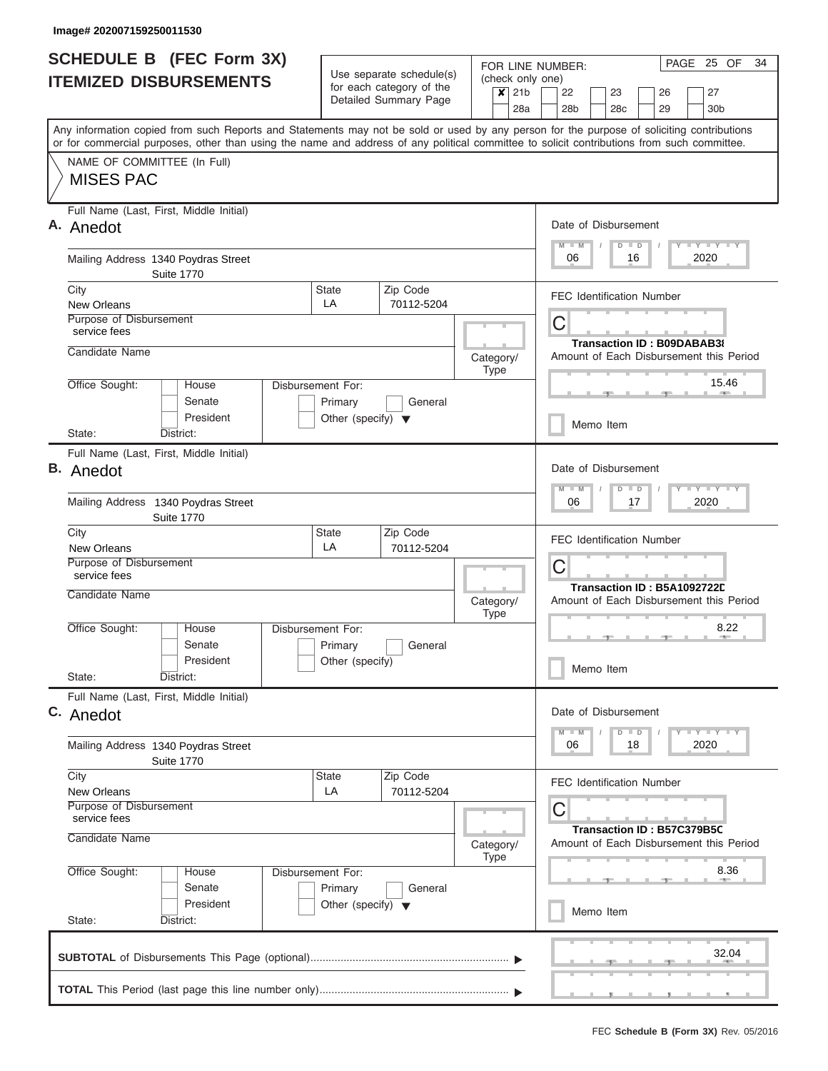Image# 202007159250011530

# SCHEDULE B (FEC Form 3X)
## ITEMIZED DISBURSEMENTS

Use separate schedule(s) for each category of the Detailed Summary Page

FOR LINE NUMBER: (check only one)

- [x] 21b
- [ ] 22
- [ ] 23
- [ ] 26
- [ ] 27
- [ ] 28a
- [ ] 28b
- [ ] 28c
- [ ] 29
- [ ] 30b

PAGE 25 OF 34

Any information copied from such Reports and Statements may not be sold or used by any person for the purpose of soliciting contributions or for commercial purposes, other than using the name and address of any political committee to solicit contributions from such committee.

NAME OF COMMITTEE (In Full)
MISES PAC

---

**A.** Full Name (Last, First, Middle Initial): Anedot

Mailing Address: 1340 Poydras Street, Suite 1770

City: New Orleans | State: LA | Zip Code: 70112-5204

Purpose of Disbursement: service fees

Candidate Name:

Category/Type:

Office Sought: House / Senate / President

State: District:

Disbursement For: Primary / General / Other (specify)

Date of Disbursement: 06 / 16 / 2020

FEC Identification Number: C

Transaction ID : B09DABAB38

Amount of Each Disbursement this Period: 15.46

Memo Item

---

**B.** Full Name (Last, First, Middle Initial): Anedot

Mailing Address: 1340 Poydras Street, Suite 1770

City: New Orleans | State: LA | Zip Code: 70112-5204

Purpose of Disbursement: service fees

Candidate Name:

Category/Type:

Office Sought: House / Senate / President

State: District:

Disbursement For: Primary / General / Other (specify)

Date of Disbursement: 06 / 17 / 2020

FEC Identification Number: C

Transaction ID : B5A1092722D

Amount of Each Disbursement this Period: 8.22

Memo Item

---

**C.** Full Name (Last, First, Middle Initial): Anedot

Mailing Address: 1340 Poydras Street, Suite 1770

City: New Orleans | State: LA | Zip Code: 70112-5204

Purpose of Disbursement: service fees

Candidate Name:

Category/Type:

Office Sought: House / Senate / President

State: District:

Disbursement For: Primary / General / Other (specify)

Date of Disbursement: 06 / 18 / 2020

FEC Identification Number: C

Transaction ID : B57C379B5C

Amount of Each Disbursement this Period: 8.36

Memo Item

---

**SUBTOTAL** of Disbursements This Page (optional): 32.04

**TOTAL** This Period (last page this line number only):

FEC **Schedule B (Form 3X)** Rev. 05/2016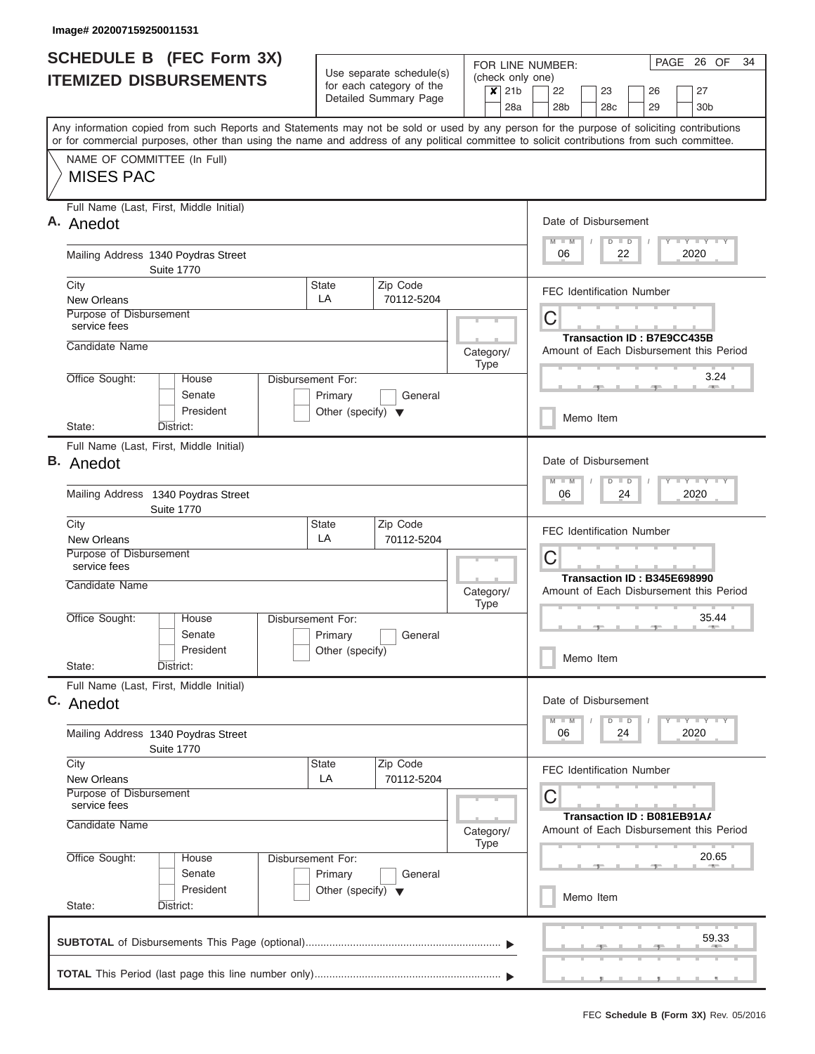Image# 202007159250011531

# SCHEDULE B (FEC Form 3X)
## ITEMIZED DISBURSEMENTS

Use separate schedule(s) for each category of the Detailed Summary Page

FOR LINE NUMBER: (check only one)
- [x] 21b
- [ ] 22
- [ ] 23
- [ ] 26
- [ ] 27
- [ ] 28a
- [ ] 28b
- [ ] 28c
- [ ] 29
- [ ] 30b

Any information copied from such Reports and Statements may not be sold or used by any person for the purpose of soliciting contributions or for commercial purposes, other than using the name and address of any political committee to solicit contributions from such committee.

NAME OF COMMITTEE (In Full)
**MISES PAC**

---

**A.** Full Name (Last, First, Middle Initial): **Anedot**

Mailing Address: 1340 Poydras Street, Suite 1770

City: New Orleans | State: LA | Zip Code: 70112-5204

Purpose of Disbursement: service fees

Candidate Name:

Category/Type:

Office Sought: [ ] House [ ] Senate [ ] President
State: District:

Disbursement For: [ ] Primary [ ] General [ ] Other (specify)

Date of Disbursement: 06 / 22 / 2020

FEC Identification Number: C

Transaction ID : B7E9CC435B

Amount of Each Disbursement this Period: 3.24

[ ] Memo Item

---

**B.** Full Name (Last, First, Middle Initial): **Anedot**

Mailing Address: 1340 Poydras Street, Suite 1770

City: New Orleans | State: LA | Zip Code: 70112-5204

Purpose of Disbursement: service fees

Candidate Name:

Category/Type:

Office Sought: [ ] House [ ] Senate [ ] President
State: District:

Disbursement For: [ ] Primary [ ] General [ ] Other (specify)

Date of Disbursement: 06 / 24 / 2020

FEC Identification Number: C

Transaction ID : B345E698990

Amount of Each Disbursement this Period: 35.44

[ ] Memo Item

---

**C.** Full Name (Last, First, Middle Initial): **Anedot**

Mailing Address: 1340 Poydras Street, Suite 1770

City: New Orleans | State: LA | Zip Code: 70112-5204

Purpose of Disbursement: service fees

Candidate Name:

Category/Type:

Office Sought: [ ] House [ ] Senate [ ] President
State: District:

Disbursement For: [ ] Primary [ ] General [ ] Other (specify)

Date of Disbursement: 06 / 24 / 2020

FEC Identification Number: C

Transaction ID : B081EB91AA

Amount of Each Disbursement this Period: 20.65

[ ] Memo Item

---

**SUBTOTAL** of Disbursements This Page (optional): 59.33

**TOTAL** This Period (last page this line number only):

FEC **Schedule B (Form 3X)** Rev. 05/2016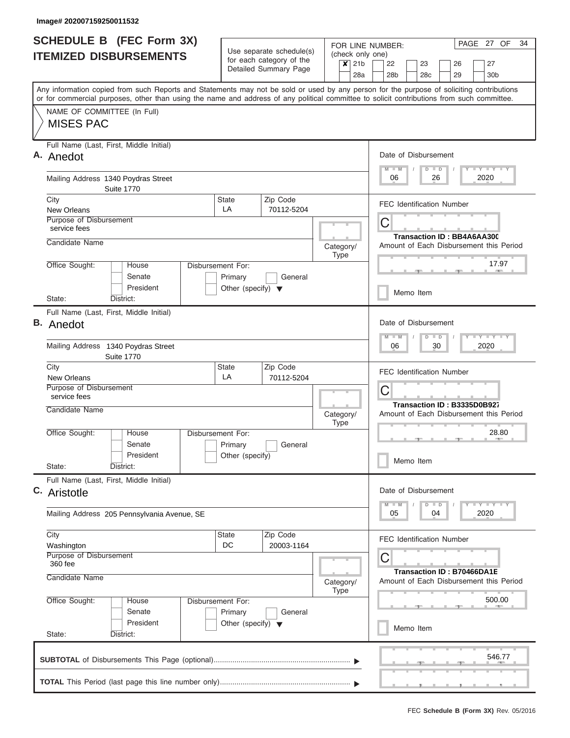Image# 202007159250011532

# SCHEDULE B (FEC Form 3X)
## ITEMIZED DISBURSEMENTS

Use separate schedule(s) for each category of the Detailed Summary Page

FOR LINE NUMBER: (check only one)
- [x] 21b
- [ ] 22
- [ ] 23
- [ ] 26
- [ ] 27
- [ ] 28a
- [ ] 28b
- [ ] 28c
- [ ] 29
- [ ] 30b

Any information copied from such Reports and Statements may not be sold or used by any person for the purpose of soliciting contributions or for commercial purposes, other than using the name and address of any political committee to solicit contributions from such committee.

NAME OF COMMITTEE (In Full)
MISES PAC

---

**A.** Full Name (Last, First, Middle Initial): Anedot

Mailing Address: 1340 Poydras Street, Suite 1770

City: New Orleans | State: LA | Zip Code: 70112-5204

Purpose of Disbursement: service fees

Candidate Name:

Category/Type:

Office Sought: House / Senate / President

Disbursement For: Primary / General / Other (specify)

State: District:

Date of Disbursement: 06 / 26 / 2020

FEC Identification Number: C

Transaction ID : BB4A6AA300

Amount of Each Disbursement this Period: 17.97

Memo Item

---

**B.** Full Name (Last, First, Middle Initial): Anedot

Mailing Address: 1340 Poydras Street, Suite 1770

City: New Orleans | State: LA | Zip Code: 70112-5204

Purpose of Disbursement: service fees

Candidate Name:

Category/Type:

Office Sought: House / Senate / President

Disbursement For: Primary / General / Other (specify)

State: District:

Date of Disbursement: 06 / 30 / 2020

FEC Identification Number: C

Transaction ID : B3335D0B927

Amount of Each Disbursement this Period: 28.80

Memo Item

---

**C.** Full Name (Last, First, Middle Initial): Aristotle

Mailing Address: 205 Pennsylvania Avenue, SE

City: Washington | State: DC | Zip Code: 20003-1164

Purpose of Disbursement: 360 fee

Candidate Name:

Category/Type:

Office Sought: House / Senate / President

Disbursement For: Primary / General / Other (specify)

State: District:

Date of Disbursement: 05 / 04 / 2020

FEC Identification Number: C

Transaction ID : B70466DA1E

Amount of Each Disbursement this Period: 500.00

Memo Item

---

**SUBTOTAL** of Disbursements This Page (optional): 546.77

**TOTAL** This Period (last page this line number only):

FEC **Schedule B (Form 3X)** Rev. 05/2016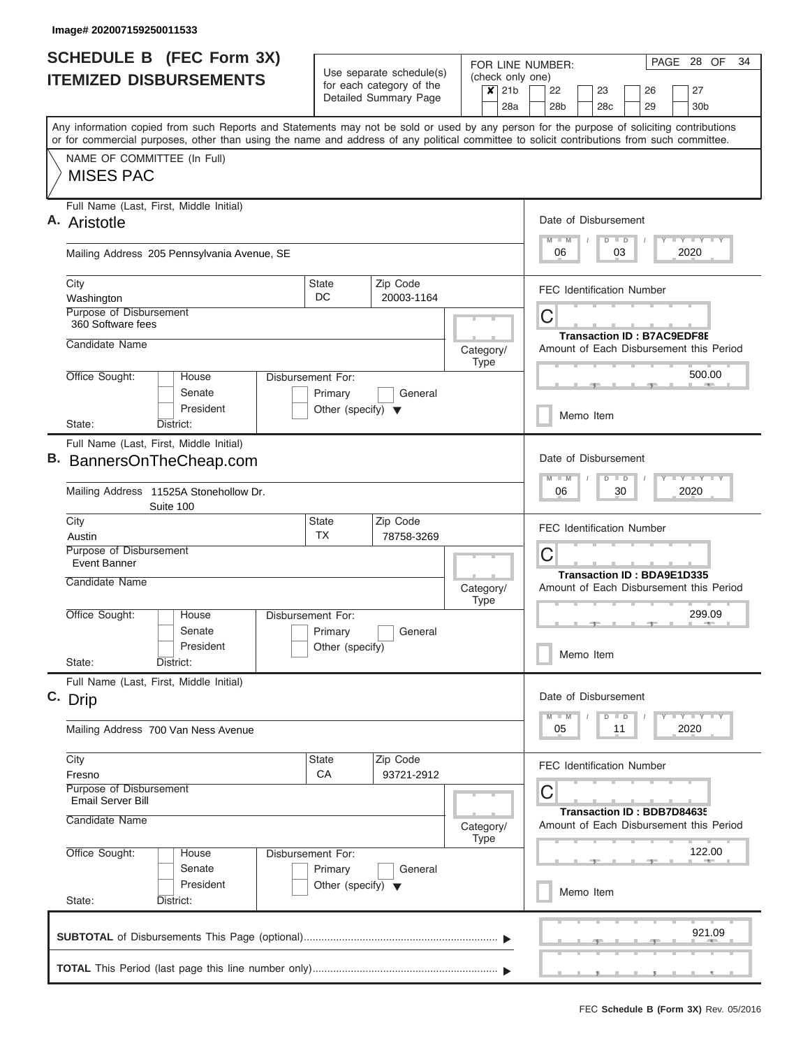Image# 202007159250011533

# SCHEDULE B (FEC Form 3X)
## ITEMIZED DISBURSEMENTS

Use separate schedule(s) for each category of the Detailed Summary Page

FOR LINE NUMBER: (check only one)

- [x] 21b
- [ ] 22
- [ ] 23
- [ ] 26
- [ ] 27
- [ ] 28a
- [ ] 28b
- [ ] 28c
- [ ] 29
- [ ] 30b

PAGE 28 OF 34

Any information copied from such Reports and Statements may not be sold or used by any person for the purpose of soliciting contributions or for commercial purposes, other than using the name and address of any political committee to solicit contributions from such committee.

NAME OF COMMITTEE (In Full)
MISES PAC

---

**A.** Full Name (Last, First, Middle Initial): Aristotle

Mailing Address: 205 Pennsylvania Avenue, SE

City: Washington | State: DC | Zip Code: 20003-1164

Purpose of Disbursement: 360 Software fees

Candidate Name:

Category/Type:

Office Sought: House / Senate / President

State: District:

Disbursement For: Primary / General / Other (specify)

Date of Disbursement: 06 / 03 / 2020

FEC Identification Number: C

Transaction ID : B7AC9EDF8E

Amount of Each Disbursement this Period: 500.00

Memo Item

---

**B.** Full Name (Last, First, Middle Initial): BannersOnTheCheap.com

Mailing Address: 11525A Stonehollow Dr. Suite 100

City: Austin | State: TX | Zip Code: 78758-3269

Purpose of Disbursement: Event Banner

Candidate Name:

Category/Type:

Office Sought: House / Senate / President

State: District:

Disbursement For: Primary / General / Other (specify)

Date of Disbursement: 06 / 30 / 2020

FEC Identification Number: C

Transaction ID : BDA9E1D335

Amount of Each Disbursement this Period: 299.09

Memo Item

---

**C.** Full Name (Last, First, Middle Initial): Drip

Mailing Address: 700 Van Ness Avenue

City: Fresno | State: CA | Zip Code: 93721-2912

Purpose of Disbursement: Email Server Bill

Candidate Name:

Category/Type:

Office Sought: House / Senate / President

State: District:

Disbursement For: Primary / General / Other (specify)

Date of Disbursement: 05 / 11 / 2020

FEC Identification Number: C

Transaction ID : BDB7D8463E

Amount of Each Disbursement this Period: 122.00

Memo Item

---

**SUBTOTAL** of Disbursements This Page (optional): 921.09

**TOTAL** This Period (last page this line number only):

FEC **Schedule B (Form 3X)** Rev. 05/2016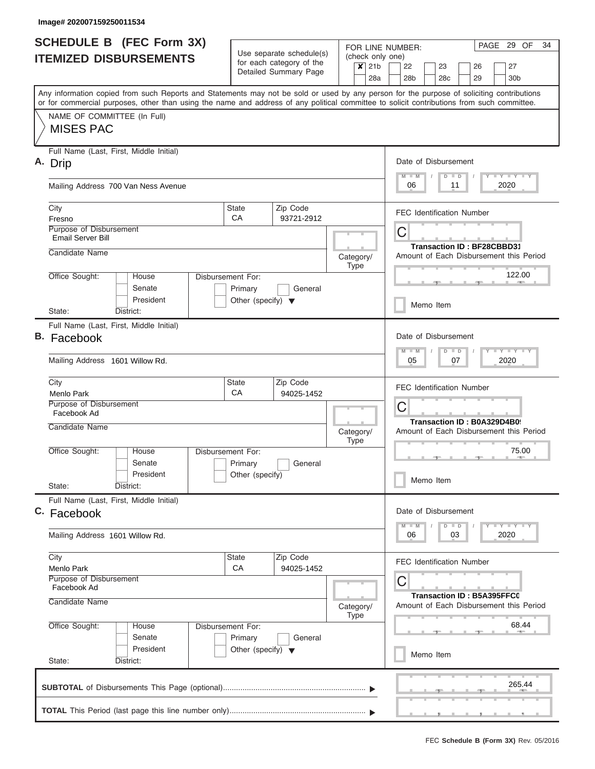Image# 202007159250011534

# SCHEDULE B (FEC Form 3X) ITEMIZED DISBURSEMENTS

Use separate schedule(s) for each category of the Detailed Summary Page

FOR LINE NUMBER: (check only one)

- [x] 21b
- [ ] 22
- [ ] 23
- [ ] 26
- [ ] 27
- [ ] 28a
- [ ] 28b
- [ ] 28c
- [ ] 29
- [ ] 30b

PAGE 29 OF 34

Any information copied from such Reports and Statements may not be sold or used by any person for the purpose of soliciting contributions or for commercial purposes, other than using the name and address of any political committee to solicit contributions from such committee.

NAME OF COMMITTEE (In Full)

MISES PAC

---

**A.** Full Name (Last, First, Middle Initial): Drip

Mailing Address: 700 Van Ness Avenue

City: Fresno | State: CA | Zip Code: 93721-2912

Purpose of Disbursement: Email Server Bill

Candidate Name:

Category/Type:

Office Sought: House / Senate / President

State: District:

Disbursement For: Primary / General / Other (specify)

Date of Disbursement: 06 / 11 / 2020

FEC Identification Number: C

Transaction ID : BF28CBBD31

Amount of Each Disbursement this Period: 122.00

Memo Item

---

**B.** Full Name (Last, First, Middle Initial): Facebook

Mailing Address: 1601 Willow Rd.

City: Menlo Park | State: CA | Zip Code: 94025-1452

Purpose of Disbursement: Facebook Ad

Candidate Name:

Category/Type:

Office Sought: House / Senate / President

State: District:

Disbursement For: Primary / General / Other (specify)

Date of Disbursement: 05 / 07 / 2020

FEC Identification Number: C

Transaction ID : B0A329D4B0!

Amount of Each Disbursement this Period: 75.00

Memo Item

---

**C.** Full Name (Last, First, Middle Initial): Facebook

Mailing Address: 1601 Willow Rd.

City: Menlo Park | State: CA | Zip Code: 94025-1452

Purpose of Disbursement: Facebook Ad

Candidate Name:

Category/Type:

Office Sought: House / Senate / President

State: District:

Disbursement For: Primary / General / Other (specify)

Date of Disbursement: 06 / 03 / 2020

FEC Identification Number: C

Transaction ID : B5A395FFC0

Amount of Each Disbursement this Period: 68.44

Memo Item

---

**SUBTOTAL** of Disbursements This Page (optional): 265.44

**TOTAL** This Period (last page this line number only):

FEC **Schedule B (Form 3X)** Rev. 05/2016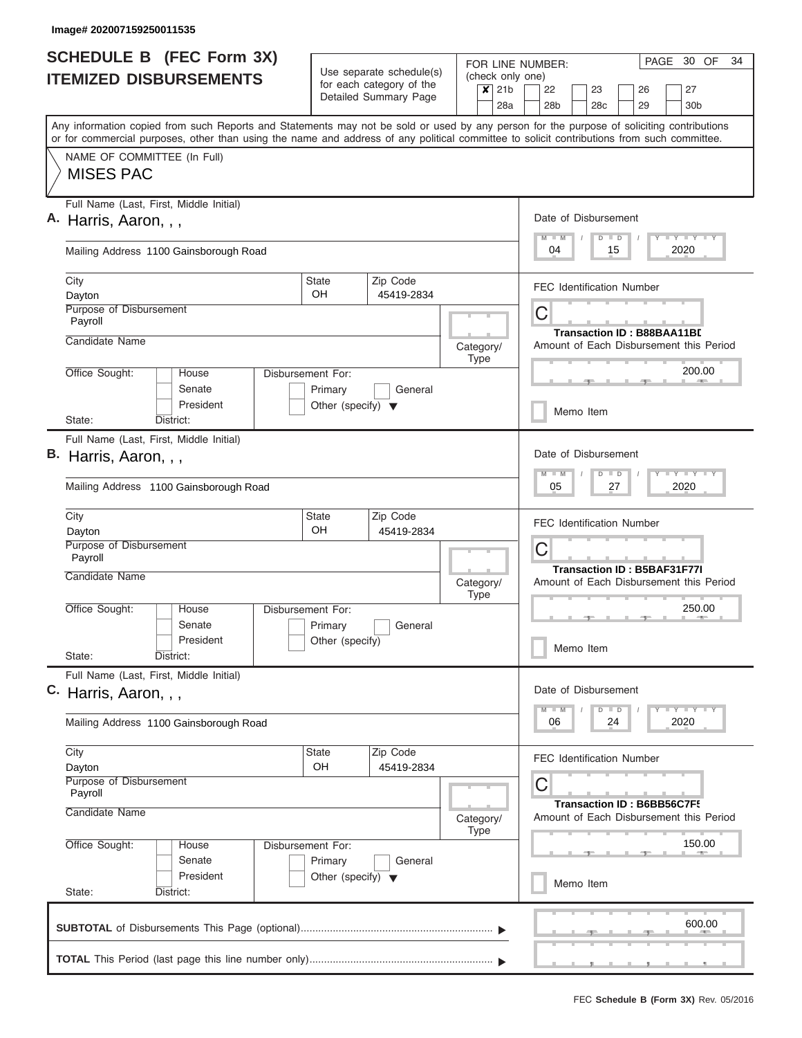Image# 202007159250011535

# SCHEDULE B (FEC Form 3X)
## ITEMIZED DISBURSEMENTS

Use separate schedule(s) for each category of the Detailed Summary Page

FOR LINE NUMBER: (check only one)

- [x] 21b
- [ ] 22
- [ ] 23
- [ ] 26
- [ ] 27
- [ ] 28a
- [ ] 28b
- [ ] 28c
- [ ] 29
- [ ] 30b

Any information copied from such Reports and Statements may not be sold or used by any person for the purpose of soliciting contributions or for commercial purposes, other than using the name and address of any political committee to solicit contributions from such committee.

NAME OF COMMITTEE (In Full)

**MISES PAC**

---

**A.** Full Name (Last, First, Middle Initial): Harris, Aaron, , ,

Mailing Address: 1100 Gainsborough Road

City: Dayton | State: OH | Zip Code: 45419-2834

Purpose of Disbursement: Payroll

Candidate Name:

Category/Type:

Office Sought: House / Senate / President

State: District:

Disbursement For: Primary / General / Other (specify)

Date of Disbursement: 04 / 15 / 2020

FEC Identification Number: C

Transaction ID : B88BAA11BD

Amount of Each Disbursement this Period: 200.00

Memo Item

---

**B.** Full Name (Last, First, Middle Initial): Harris, Aaron, , ,

Mailing Address: 1100 Gainsborough Road

City: Dayton | State: OH | Zip Code: 45419-2834

Purpose of Disbursement: Payroll

Candidate Name:

Category/Type:

Office Sought: House / Senate / President

State: District:

Disbursement For: Primary / General / Other (specify)

Date of Disbursement: 05 / 27 / 2020

FEC Identification Number: C

Transaction ID : B5BAF31F77I

Amount of Each Disbursement this Period: 250.00

Memo Item

---

**C.** Full Name (Last, First, Middle Initial): Harris, Aaron, , ,

Mailing Address: 1100 Gainsborough Road

City: Dayton | State: OH | Zip Code: 45419-2834

Purpose of Disbursement: Payroll

Candidate Name:

Category/Type:

Office Sought: House / Senate / President

State: District:

Disbursement For: Primary / General / Other (specify)

Date of Disbursement: 06 / 24 / 2020

FEC Identification Number: C

Transaction ID : B6BB56C7F5

Amount of Each Disbursement this Period: 150.00

Memo Item

---

**SUBTOTAL** of Disbursements This Page (optional): 600.00

**TOTAL** This Period (last page this line number only):

FEC **Schedule B (Form 3X)** Rev. 05/2016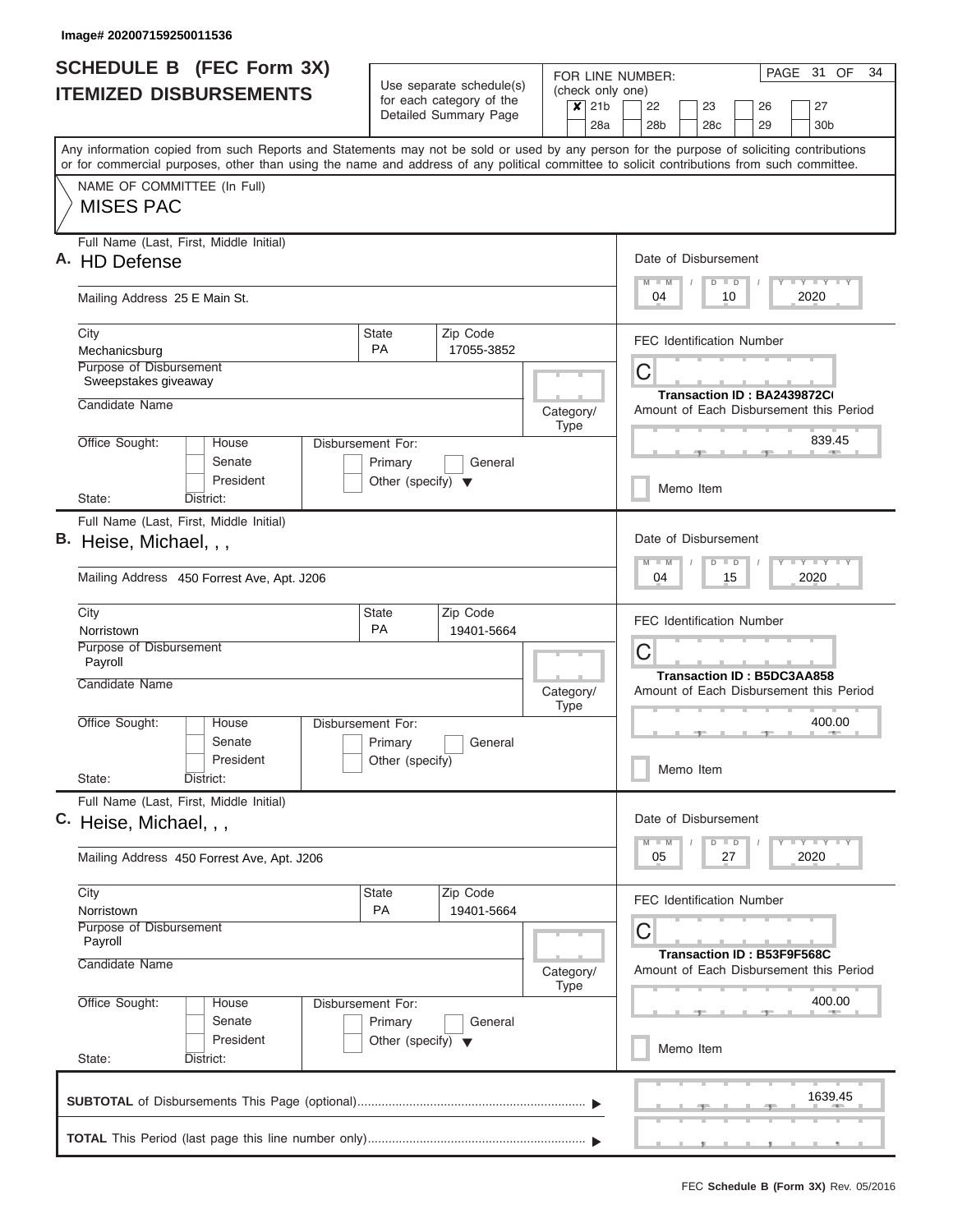Image# 202007159250011536

# SCHEDULE B (FEC Form 3X)
## ITEMIZED DISBURSEMENTS

Use separate schedule(s) for each category of the Detailed Summary Page

FOR LINE NUMBER: (check only one)
- [x] 21b
- [ ] 22
- [ ] 23
- [ ] 26
- [ ] 27
- [ ] 28a
- [ ] 28b
- [ ] 28c
- [ ] 29
- [ ] 30b

PAGE 31 OF 34

Any information copied from such Reports and Statements may not be sold or used by any person for the purpose of soliciting contributions or for commercial purposes, other than using the name and address of any political committee to solicit contributions from such committee.

NAME OF COMMITTEE (In Full)
MISES PAC

---

**A.** Full Name (Last, First, Middle Initial): HD Defense

Mailing Address: 25 E Main St.

City: Mechanicsburg | State: PA | Zip Code: 17055-3852

Purpose of Disbursement: Sweepstakes giveaway

Candidate Name:

Category/Type:

Office Sought: House / Senate / President

State: District:

Disbursement For: Primary / General / Other (specify)

Date of Disbursement: 04 / 10 / 2020

FEC Identification Number: C

Transaction ID : BA2439872C(

Amount of Each Disbursement this Period: 839.45

Memo Item

---

**B.** Full Name (Last, First, Middle Initial): Heise, Michael, , ,

Mailing Address: 450 Forrest Ave, Apt. J206

City: Norristown | State: PA | Zip Code: 19401-5664

Purpose of Disbursement: Payroll

Candidate Name:

Category/Type:

Office Sought: House / Senate / President

State: District:

Disbursement For: Primary / General / Other (specify)

Date of Disbursement: 04 / 15 / 2020

FEC Identification Number: C

Transaction ID : B5DC3AA858

Amount of Each Disbursement this Period: 400.00

Memo Item

---

**C.** Full Name (Last, First, Middle Initial): Heise, Michael, , ,

Mailing Address: 450 Forrest Ave, Apt. J206

City: Norristown | State: PA | Zip Code: 19401-5664

Purpose of Disbursement: Payroll

Candidate Name:

Category/Type:

Office Sought: House / Senate / President

State: District:

Disbursement For: Primary / General / Other (specify)

Date of Disbursement: 05 / 27 / 2020

FEC Identification Number: C

Transaction ID : B53F9F568C

Amount of Each Disbursement this Period: 400.00

Memo Item

---

**SUBTOTAL** of Disbursements This Page (optional): 1639.45

**TOTAL** This Period (last page this line number only):

FEC **Schedule B (Form 3X)** Rev. 05/2016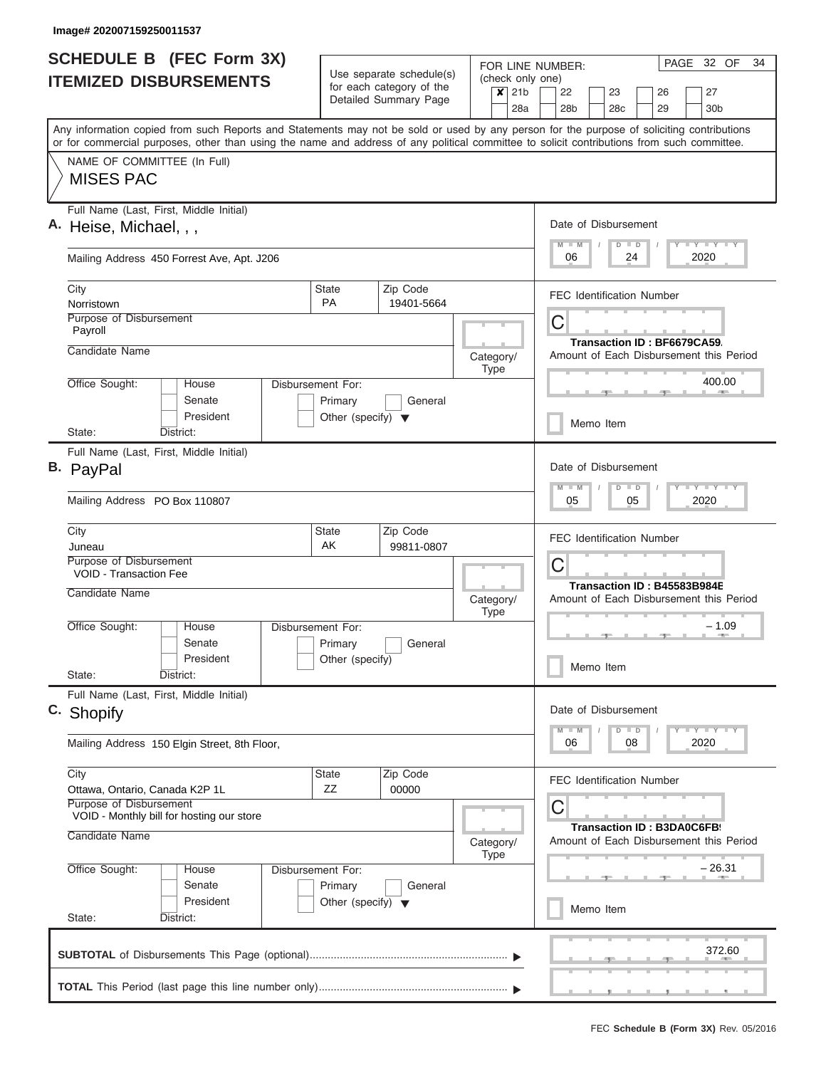Image# 202007159250011537

# SCHEDULE B (FEC Form 3X) ITEMIZED DISBURSEMENTS

Use separate schedule(s) for each category of the Detailed Summary Page

FOR LINE NUMBER: (check only one)

- [x] 21b
- [ ] 22
- [ ] 23
- [ ] 26
- [ ] 27
- [ ] 28a
- [ ] 28b
- [ ] 28c
- [ ] 29
- [ ] 30b

Any information copied from such Reports and Statements may not be sold or used by any person for the purpose of soliciting contributions or for commercial purposes, other than using the name and address of any political committee to solicit contributions from such committee.

NAME OF COMMITTEE (In Full)

MISES PAC

## A.

Full Name (Last, First, Middle Initial): Heise, Michael, , ,

Mailing Address: 450 Forrest Ave, Apt. J206

City: Norristown | State: PA | Zip Code: 19401-5664

Purpose of Disbursement: Payroll

Candidate Name:

Category/Type:

Office Sought: House / Senate / President

State: District:

Disbursement For: Primary / General / Other (specify)

Date of Disbursement: 06 / 24 / 2020

FEC Identification Number: C

Transaction ID : BF6679CA59.

Amount of Each Disbursement this Period: 400.00

Memo Item

## B.

Full Name (Last, First, Middle Initial): PayPal

Mailing Address: PO Box 110807

City: Juneau | State: AK | Zip Code: 99811-0807

Purpose of Disbursement: VOID - Transaction Fee

Candidate Name:

Category/Type:

Office Sought: House / Senate / President

State: District:

Disbursement For: Primary / General / Other (specify)

Date of Disbursement: 05 / 05 / 2020

FEC Identification Number: C

Transaction ID : B45583B984E

Amount of Each Disbursement this Period: – 1.09

Memo Item

## C.

Full Name (Last, First, Middle Initial): Shopify

Mailing Address: 150 Elgin Street, 8th Floor,

City: Ottawa, Ontario, Canada K2P 1L | State: ZZ | Zip Code: 00000

Purpose of Disbursement: VOID - Monthly bill for hosting our store

Candidate Name:

Category/Type:

Office Sought: House / Senate / President

State: District:

Disbursement For: Primary / General / Other (specify)

Date of Disbursement: 06 / 08 / 2020

FEC Identification Number: C

Transaction ID : B3DA0C6FB!

Amount of Each Disbursement this Period: – 26.31

Memo Item

**SUBTOTAL** of Disbursements This Page (optional): 372.60

**TOTAL** This Period (last page this line number only):

FEC **Schedule B (Form 3X)** Rev. 05/2016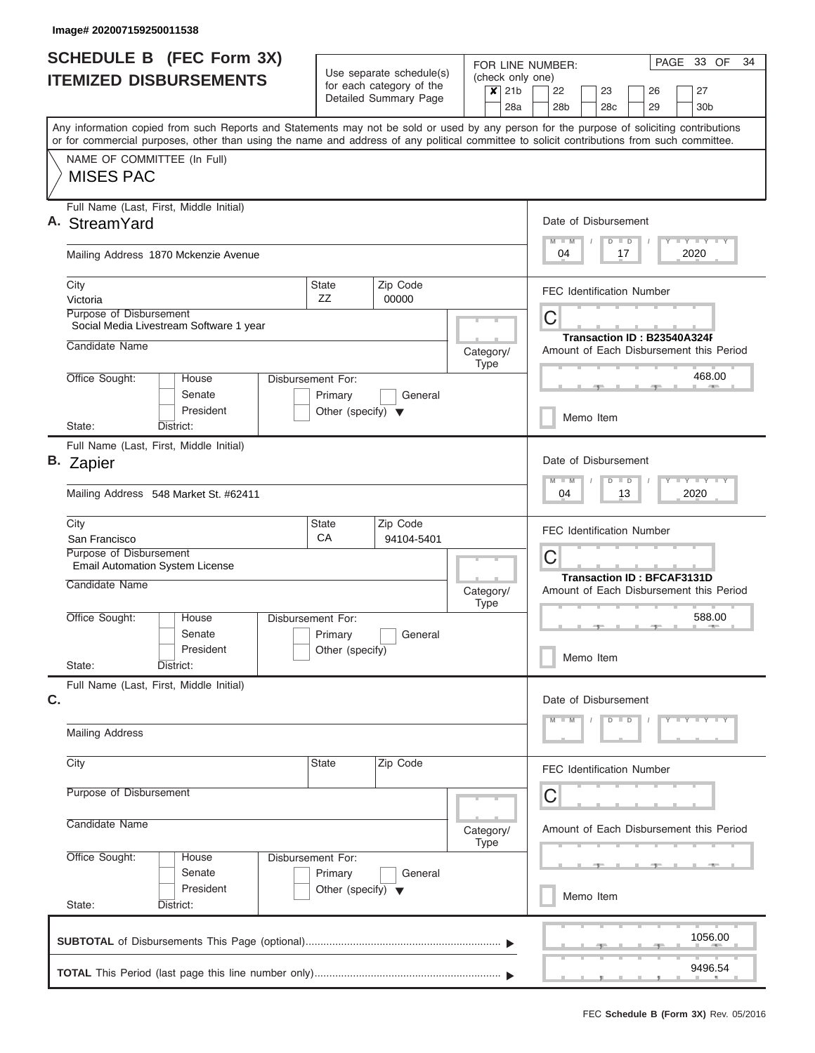Image# 202007159250011538

# SCHEDULE B (FEC Form 3X) ITEMIZED DISBURSEMENTS

Use separate schedule(s) for each category of the Detailed Summary Page

FOR LINE NUMBER: (check only one)

- [x] 21b
- [ ] 22
- [ ] 23
- [ ] 26
- [ ] 27
- [ ] 28a
- [ ] 28b
- [ ] 28c
- [ ] 29
- [ ] 30b

PAGE 33 OF 34

Any information copied from such Reports and Statements may not be sold or used by any person for the purpose of soliciting contributions or for commercial purposes, other than using the name and address of any political committee to solicit contributions from such committee.

NAME OF COMMITTEE (In Full)

MISES PAC

---

**A.** Full Name (Last, First, Middle Initial): StreamYard

Mailing Address: 1870 Mckenzie Avenue

City: Victoria | State: ZZ | Zip Code: 00000

Purpose of Disbursement: Social Media Livestream Software 1 year

Candidate Name:

Category/Type:

Office Sought: House / Senate / President

Disbursement For: Primary / General / Other (specify)

State: District:

Date of Disbursement: 04 / 17 / 2020

FEC Identification Number: C

Transaction ID : B23540A324F

Amount of Each Disbursement this Period: 468.00

Memo Item

---

**B.** Full Name (Last, First, Middle Initial): Zapier

Mailing Address: 548 Market St. #62411

City: San Francisco | State: CA | Zip Code: 94104-5401

Purpose of Disbursement: Email Automation System License

Candidate Name:

Category/Type:

Office Sought: House / Senate / President

Disbursement For: Primary / General / Other (specify)

State: District:

Date of Disbursement: 04 / 13 / 2020

FEC Identification Number: C

Transaction ID : BFCAF3131D

Amount of Each Disbursement this Period: 588.00

Memo Item

---

**C.** Full Name (Last, First, Middle Initial):

Mailing Address:

City: | State: | Zip Code:

Purpose of Disbursement:

Candidate Name:

Category/Type:

Office Sought: House / Senate / President

Disbursement For: Primary / General / Other (specify)

State: District:

Date of Disbursement: M M / D D / Y Y Y Y

FEC Identification Number: C

Amount of Each Disbursement this Period:

Memo Item

---

**SUBTOTAL** of Disbursements This Page (optional): 1056.00

**TOTAL** This Period (last page this line number only): 9496.54

FEC **Schedule B (Form 3X)** Rev. 05/2016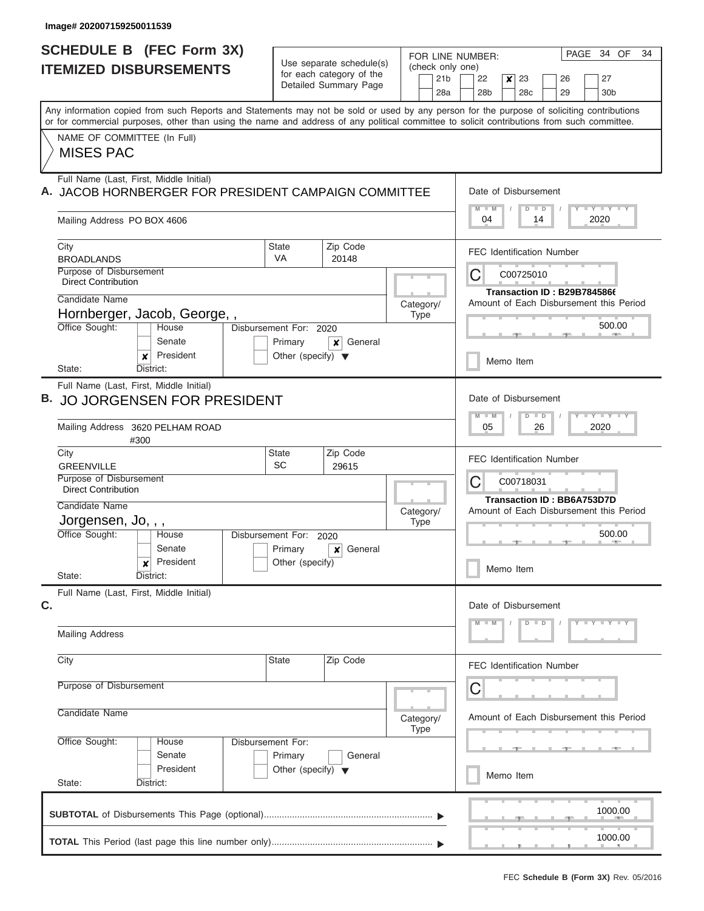Image# 202007159250011539

# SCHEDULE B (FEC Form 3X) ITEMIZED DISBURSEMENTS

Use separate schedule(s) for each category of the Detailed Summary Page

FOR LINE NUMBER: (check only one)
21b | 22 | [x] 23 | 26 | 27
28a | 28b | 28c | 29 | 30b

PAGE 34 OF 34

Any information copied from such Reports and Statements may not be sold or used by any person for the purpose of soliciting contributions or for commercial purposes, other than using the name and address of any political committee to solicit contributions from such committee.

NAME OF COMMITTEE (In Full)
MISES PAC

**A.** Full Name (Last, First, Middle Initial): JACOB HORNBERGER FOR PRESIDENT CAMPAIGN COMMITTEE

Mailing Address: PO BOX 4606

City: BROADLANDS | State: VA | Zip Code: 20148

Purpose of Disbursement: Direct Contribution

Candidate Name: Hornberger, Jacob, George, ,

Category/Type:

Office Sought: [x] President

State: | District:

Disbursement For: 2020 [x] General

Date of Disbursement: 04 / 14 / 2020

FEC Identification Number: C00725010

Transaction ID : B29B7845866

Amount of Each Disbursement this Period: 500.00

Memo Item

**B.** Full Name (Last, First, Middle Initial): JO JORGENSEN FOR PRESIDENT

Mailing Address: 3620 PELHAM ROAD #300

City: GREENVILLE | State: SC | Zip Code: 29615

Purpose of Disbursement: Direct Contribution

Candidate Name: Jorgensen, Jo, , ,

Category/Type:

Office Sought: [x] President

State: | District:

Disbursement For: 2020 [x] General

Date of Disbursement: 05 / 26 / 2020

FEC Identification Number: C00718031

Transaction ID : BB6A753D7D

Amount of Each Disbursement this Period: 500.00

Memo Item

**C.** Full Name (Last, First, Middle Initial):

Mailing Address

City | State | Zip Code

Purpose of Disbursement

Candidate Name

Category/Type

Office Sought: House / Senate / President

State: | District:

Disbursement For: Primary / General / Other (specify)

Date of Disbursement

FEC Identification Number: C

Amount of Each Disbursement this Period

Memo Item

**SUBTOTAL** of Disbursements This Page (optional): 1000.00

**TOTAL** This Period (last page this line number only): 1000.00

FEC **Schedule B (Form 3X)** Rev. 05/2016